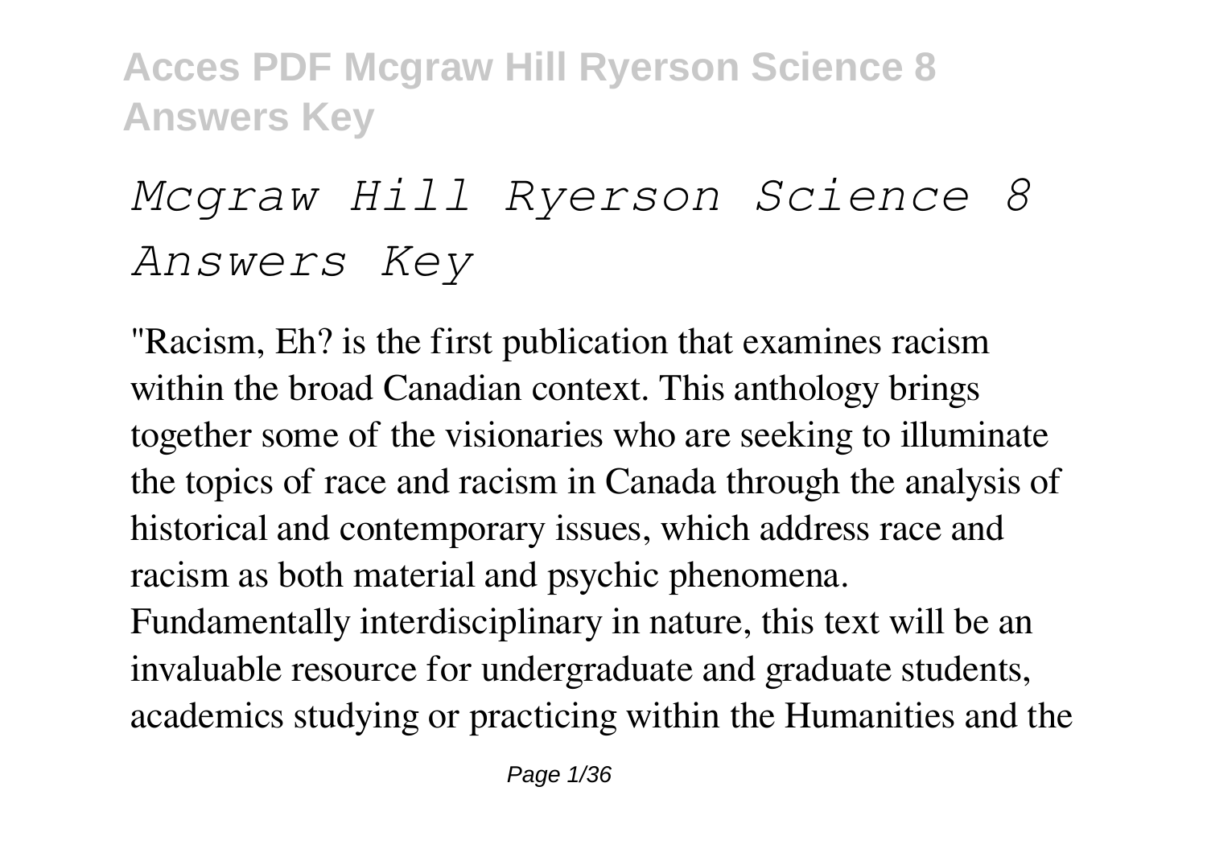# *Mcgraw Hill Ryerson Science 8 Answers Key*

"Racism, Eh? is the first publication that examines racism within the broad Canadian context. This anthology brings together some of the visionaries who are seeking to illuminate the topics of race and racism in Canada through the analysis of historical and contemporary issues, which address race and racism as both material and psychic phenomena. Fundamentally interdisciplinary in nature, this text will be an invaluable resource for undergraduate and graduate students, academics studying or practicing within the Humanities and the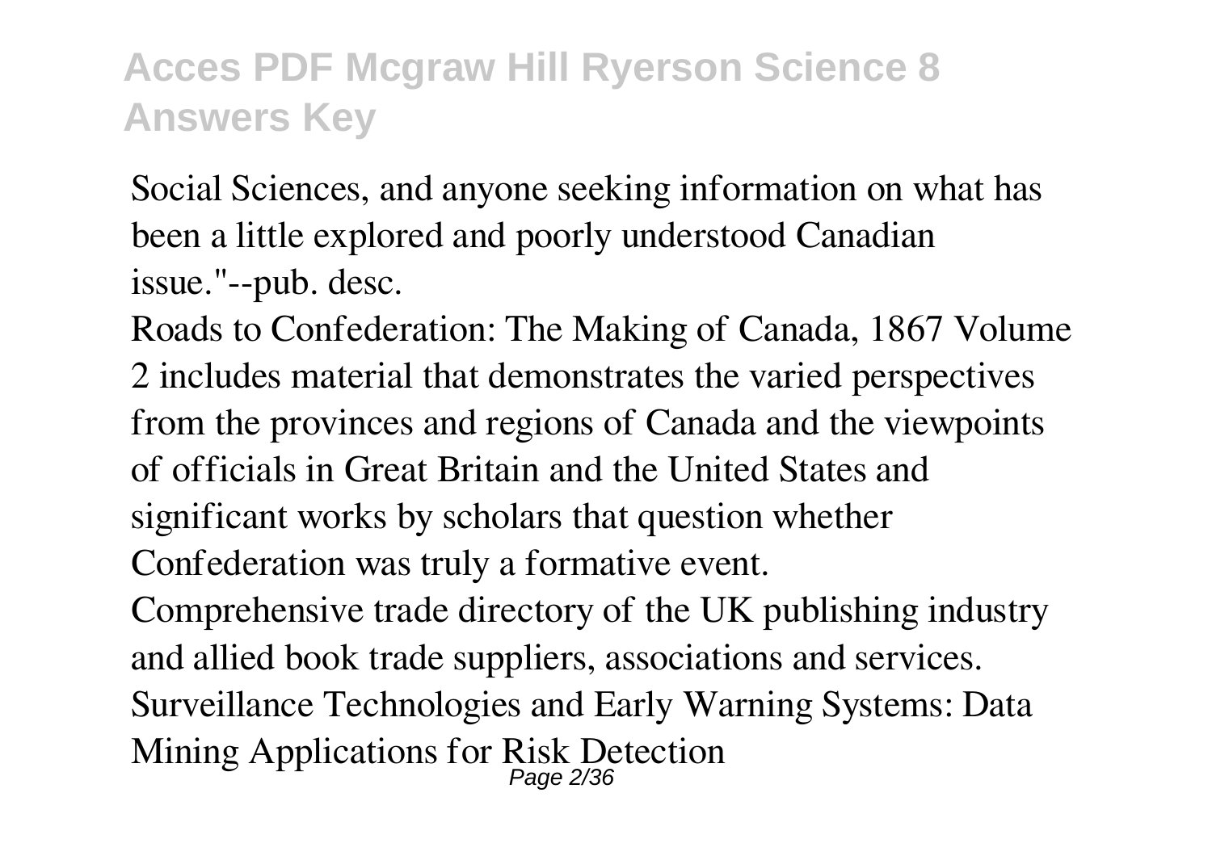Social Sciences, and anyone seeking information on what has been a little explored and poorly understood Canadian issue."--pub. desc.

Roads to Confederation: The Making of Canada, 1867 Volume 2 includes material that demonstrates the varied perspectives from the provinces and regions of Canada and the viewpoints of officials in Great Britain and the United States and significant works by scholars that question whether Confederation was truly a formative event.

Comprehensive trade directory of the UK publishing industry and allied book trade suppliers, associations and services.

Surveillance Technologies and Early Warning Systems: Data Mining Applications for Risk Detection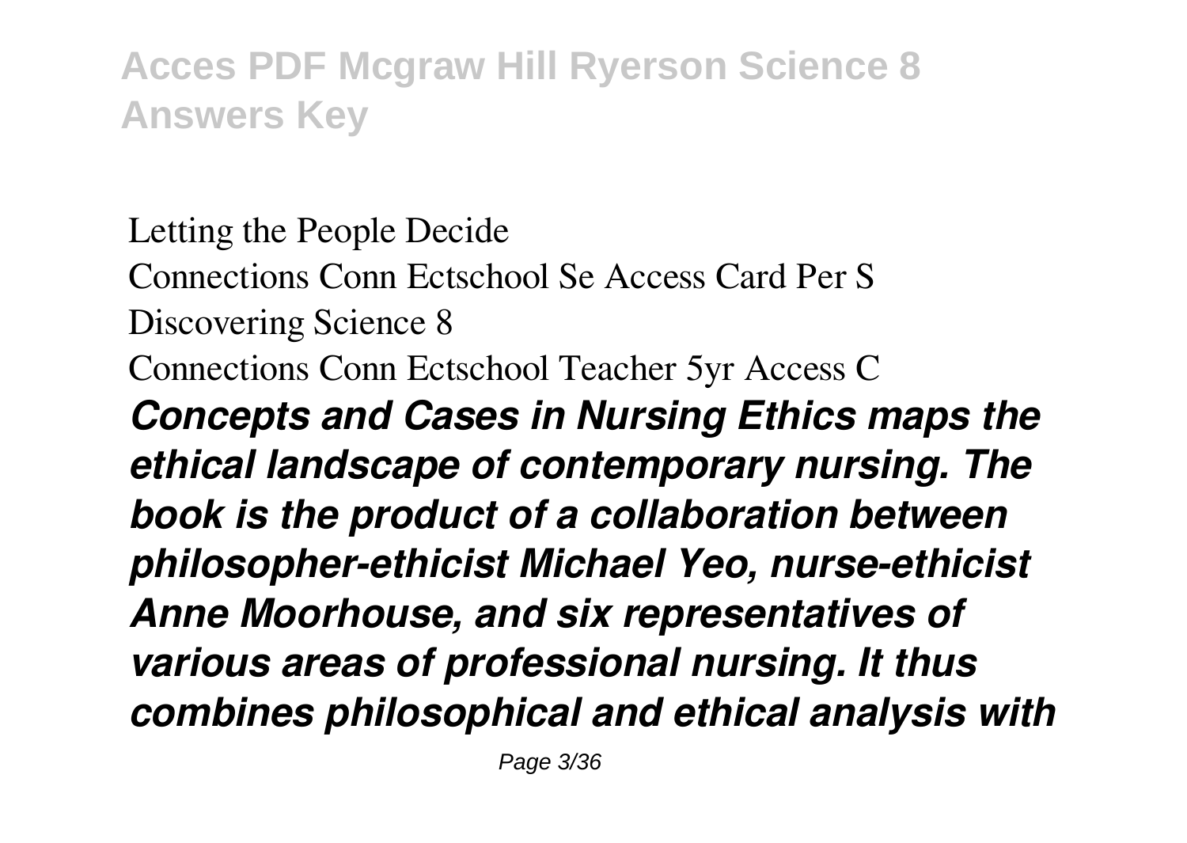Letting the People Decide
Connections Conn Ectschool Se Access Card Per S
Discovering Science 8
Connections Conn Ectschool Teacher 5yr Access C

***Concepts and Cases in Nursing Ethics maps the ethical landscape of contemporary nursing. The book is the product of a collaboration between philosopher-ethicist Michael Yeo, nurse-ethicist Anne Moorhouse, and six representatives of various areas of professional nursing. It thus combines philosophical and ethical analysis with***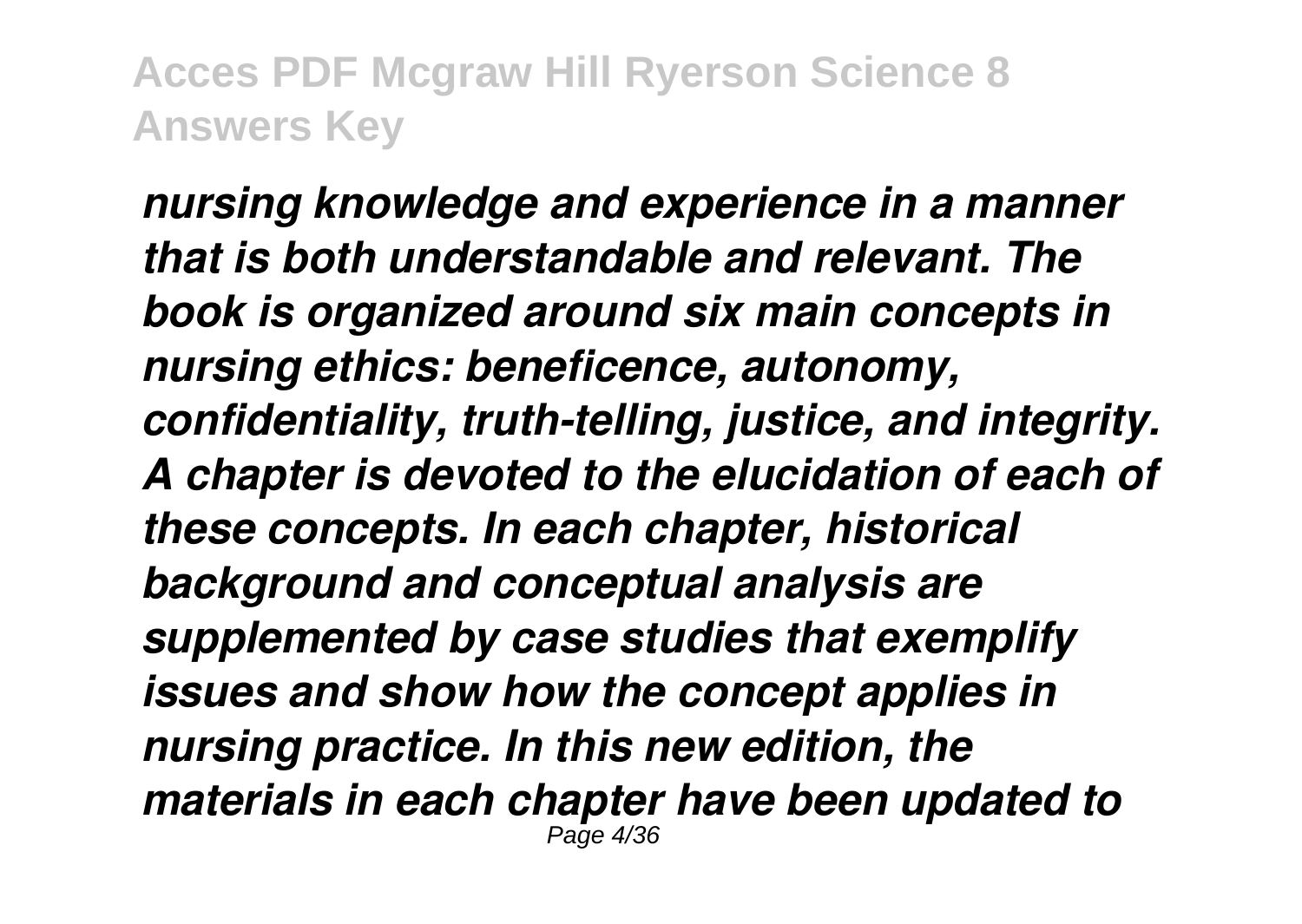*nursing knowledge and experience in a manner that is both understandable and relevant. The book is organized around six main concepts in nursing ethics: beneficence, autonomy, confidentiality, truth-telling, justice, and integrity. A chapter is devoted to the elucidation of each of these concepts. In each chapter, historical background and conceptual analysis are supplemented by case studies that exemplify issues and show how the concept applies in nursing practice. In this new edition, the materials in each chapter have been updated to*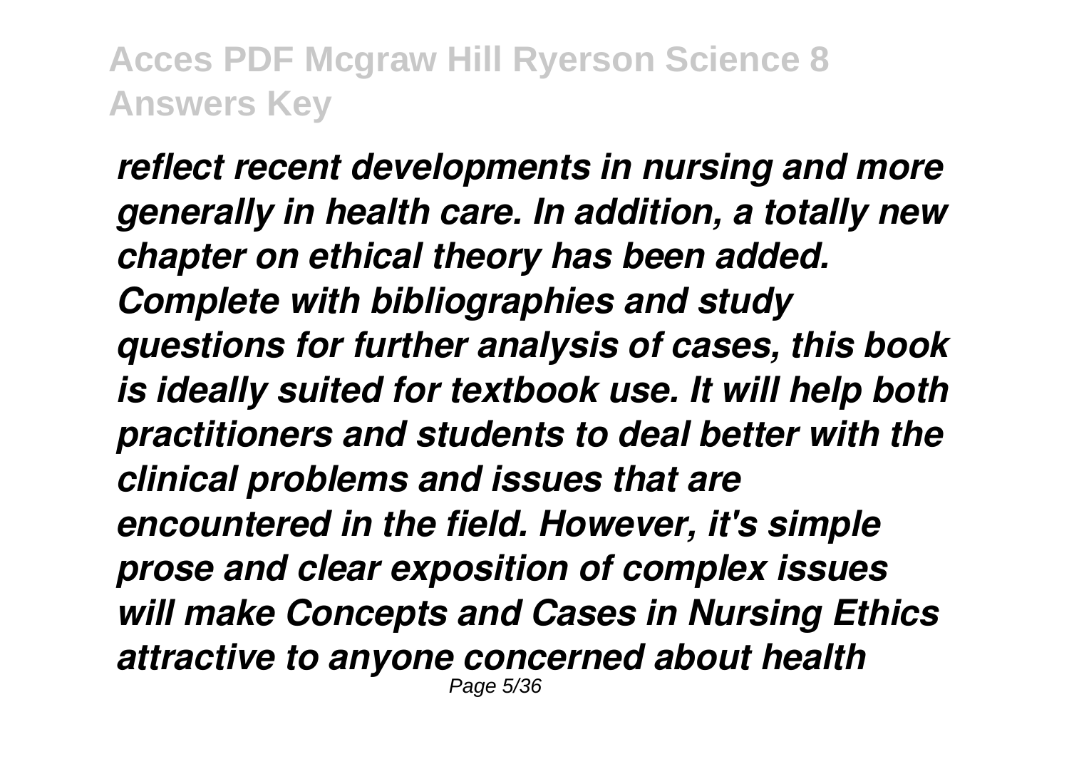*reflect recent developments in nursing and more generally in health care. In addition, a totally new chapter on ethical theory has been added. Complete with bibliographies and study questions for further analysis of cases, this book is ideally suited for textbook use. It will help both practitioners and students to deal better with the clinical problems and issues that are encountered in the field. However, it's simple prose and clear exposition of complex issues will make Concepts and Cases in Nursing Ethics attractive to anyone concerned about health*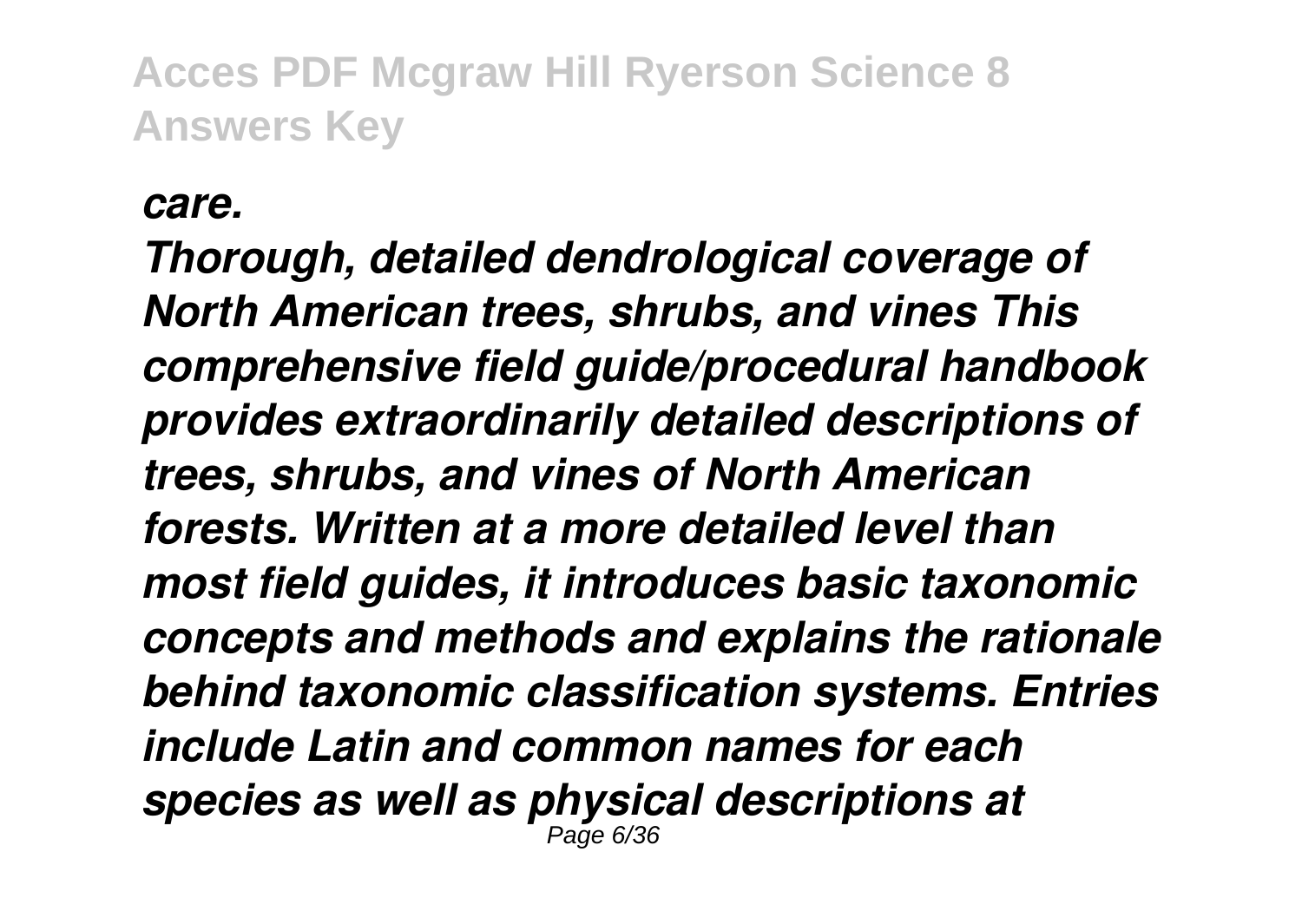*care.*

*Thorough, detailed dendrological coverage of North American trees, shrubs, and vines This comprehensive field guide/procedural handbook provides extraordinarily detailed descriptions of trees, shrubs, and vines of North American forests. Written at a more detailed level than most field guides, it introduces basic taxonomic concepts and methods and explains the rationale behind taxonomic classification systems. Entries include Latin and common names for each species as well as physical descriptions at*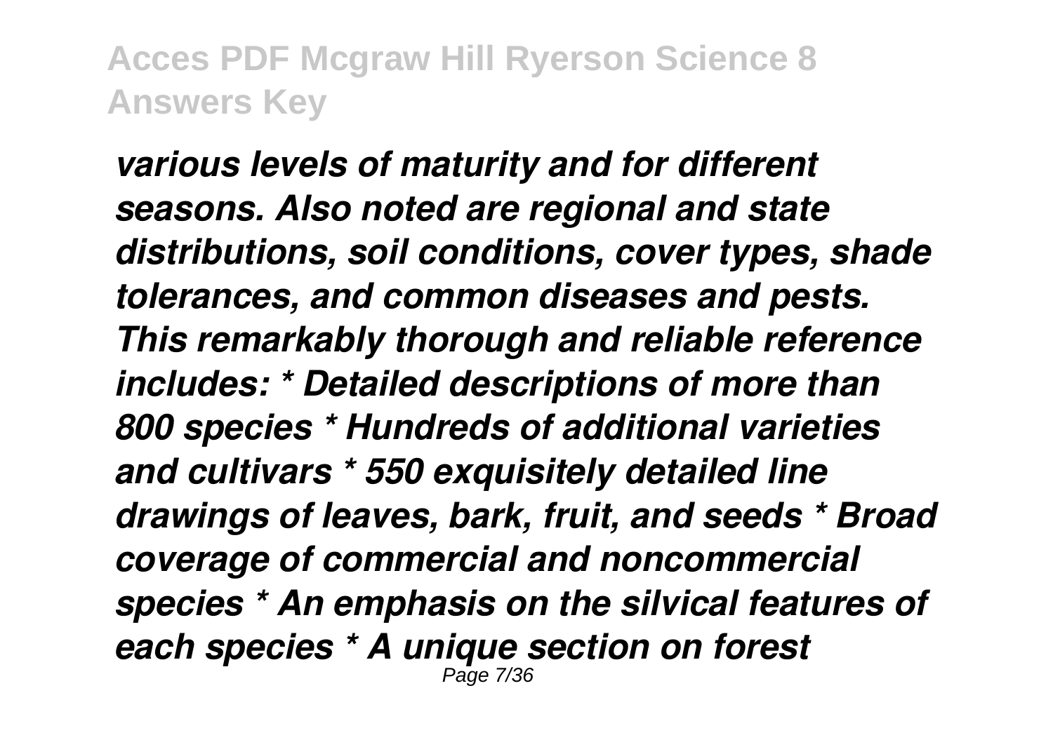*various levels of maturity and for different seasons. Also noted are regional and state distributions, soil conditions, cover types, shade tolerances, and common diseases and pests. This remarkably thorough and reliable reference includes: * Detailed descriptions of more than 800 species * Hundreds of additional varieties and cultivars * 550 exquisitely detailed line drawings of leaves, bark, fruit, and seeds * Broad coverage of commercial and noncommercial species * An emphasis on the silvical features of each species * A unique section on forest*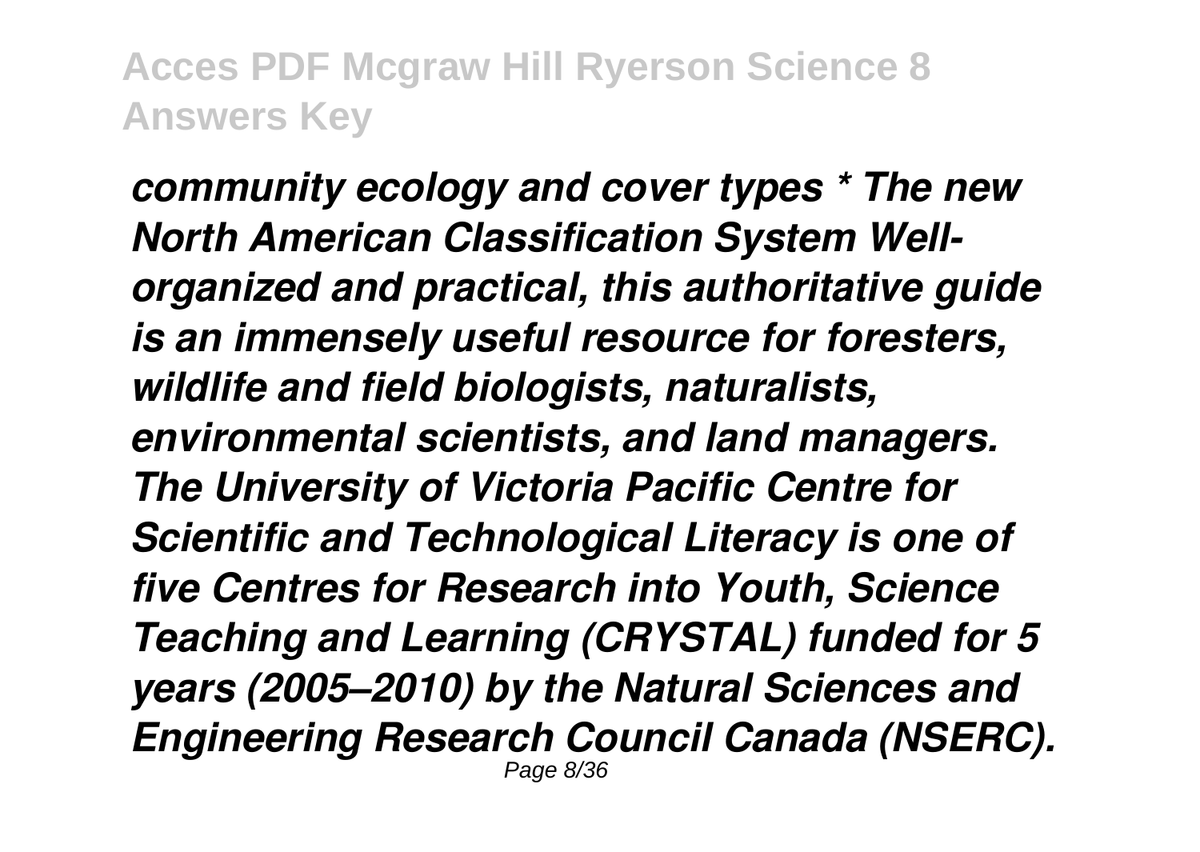*community ecology and cover types * The new North American Classification System Well-organized and practical, this authoritative guide is an immensely useful resource for foresters, wildlife and field biologists, naturalists, environmental scientists, and land managers. The University of Victoria Pacific Centre for Scientific and Technological Literacy is one of five Centres for Research into Youth, Science Teaching and Learning (CRYSTAL) funded for 5 years (2005–2010) by the Natural Sciences and Engineering Research Council Canada (NSERC).*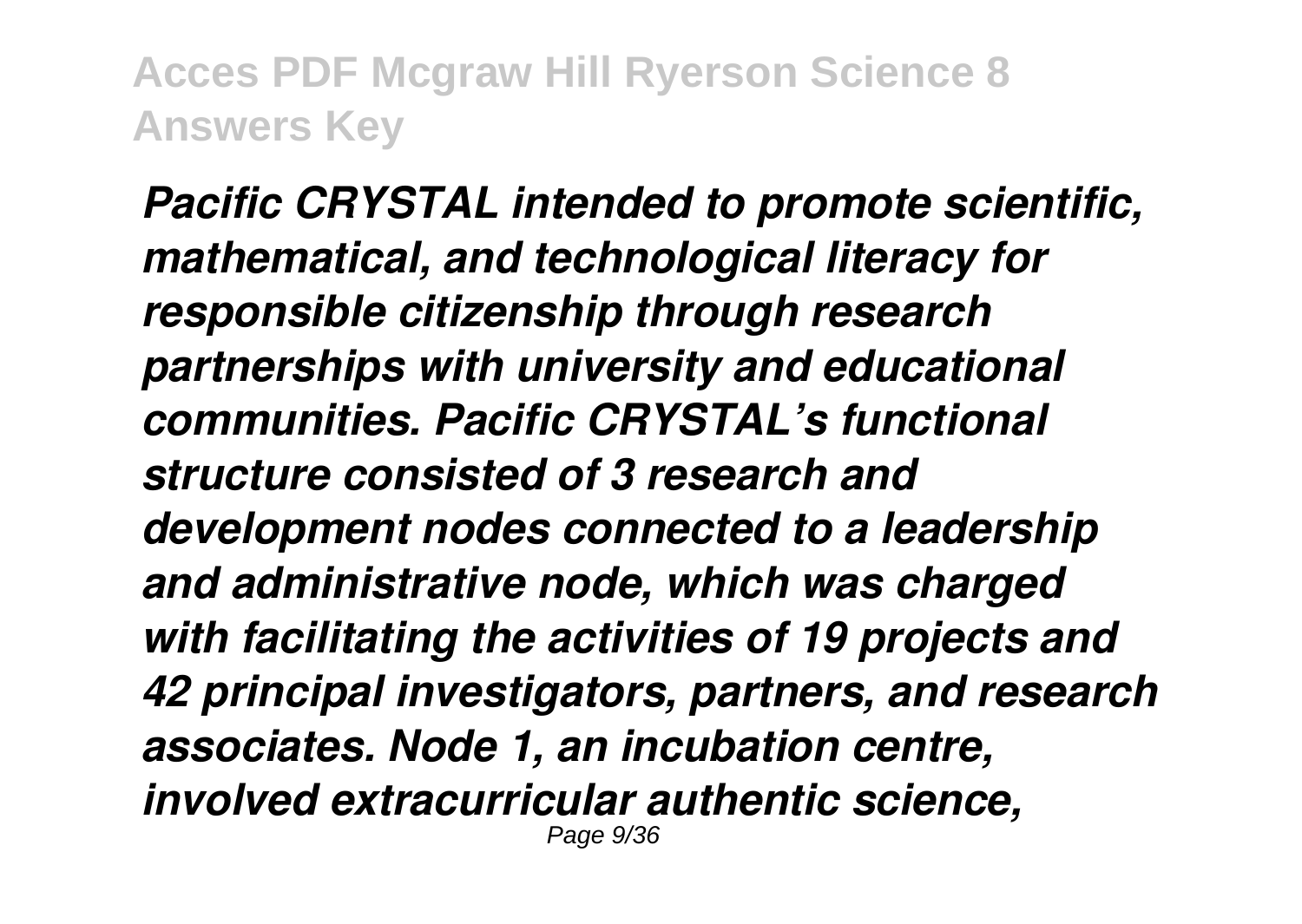*Pacific CRYSTAL intended to promote scientific, mathematical, and technological literacy for responsible citizenship through research partnerships with university and educational communities. Pacific CRYSTAL's functional structure consisted of 3 research and development nodes connected to a leadership and administrative node, which was charged with facilitating the activities of 19 projects and 42 principal investigators, partners, and research associates. Node 1, an incubation centre, involved extracurricular authentic science,*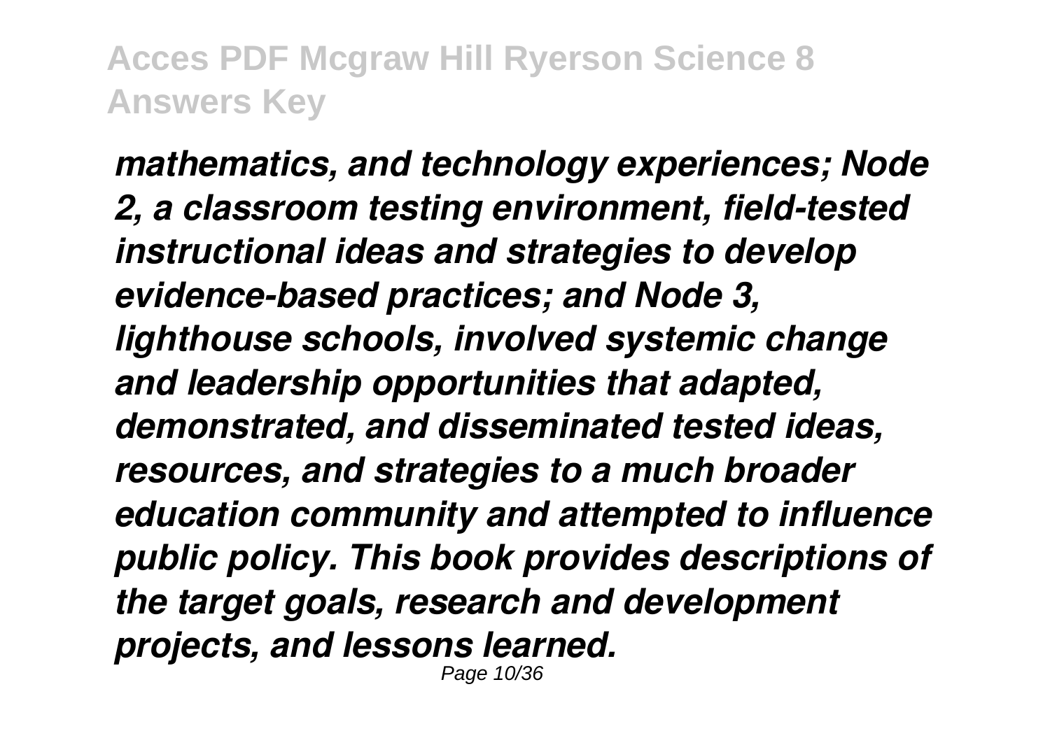*mathematics, and technology experiences; Node 2, a classroom testing environment, field-tested instructional ideas and strategies to develop evidence-based practices; and Node 3, lighthouse schools, involved systemic change and leadership opportunities that adapted, demonstrated, and disseminated tested ideas, resources, and strategies to a much broader education community and attempted to influence public policy. This book provides descriptions of the target goals, research and development projects, and lessons learned.*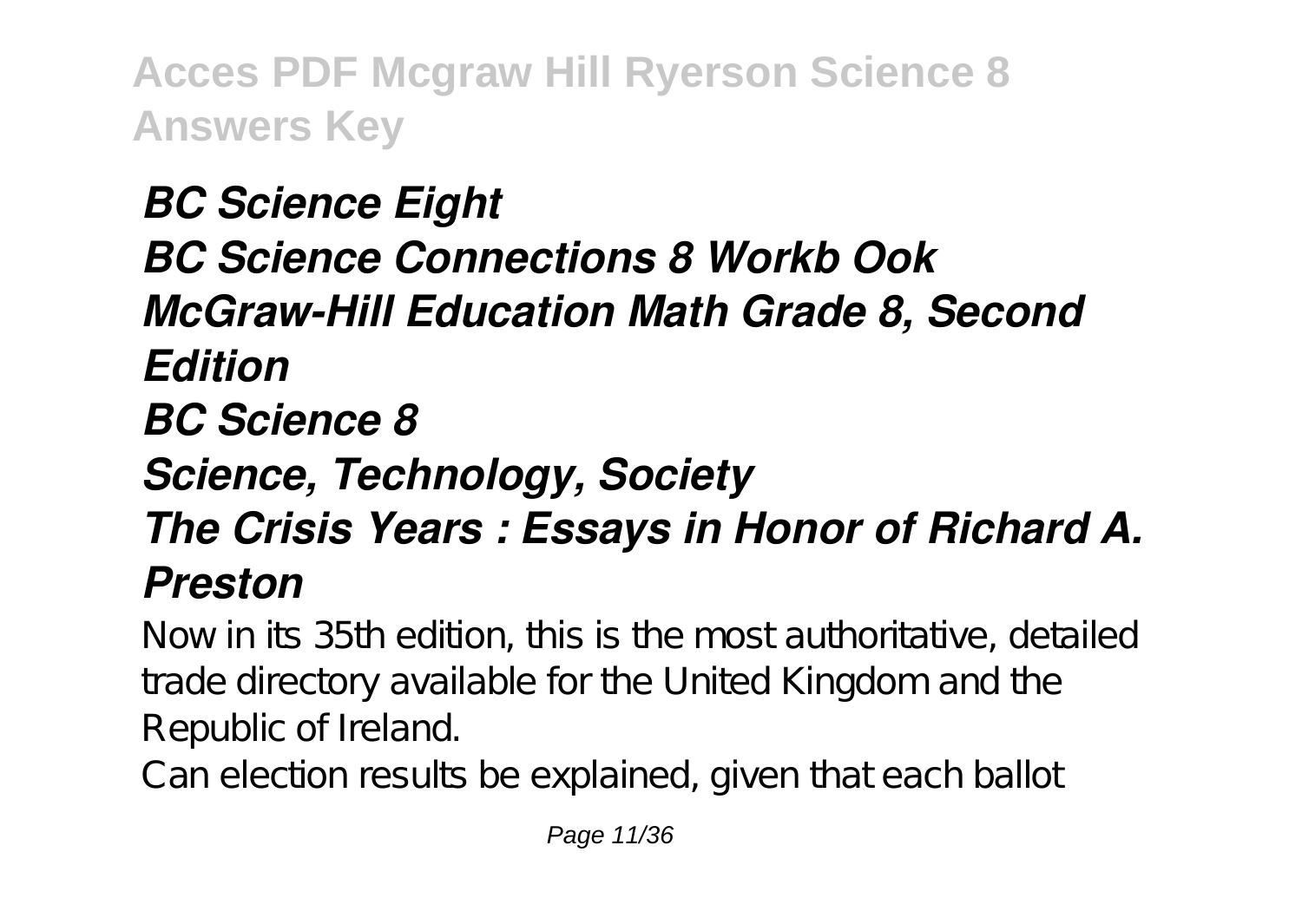*BC Science Eight*
*BC Science Connections 8 Workb Ook*
*McGraw-Hill Education Math Grade 8, Second Edition*
*BC Science 8*
*Science, Technology, Society*
*The Crisis Years : Essays in Honor of Richard A. Preston*

Now in its 35th edition, this is the most authoritative, detailed trade directory available for the United Kingdom and the Republic of Ireland.

Can election results be explained, given that each ballot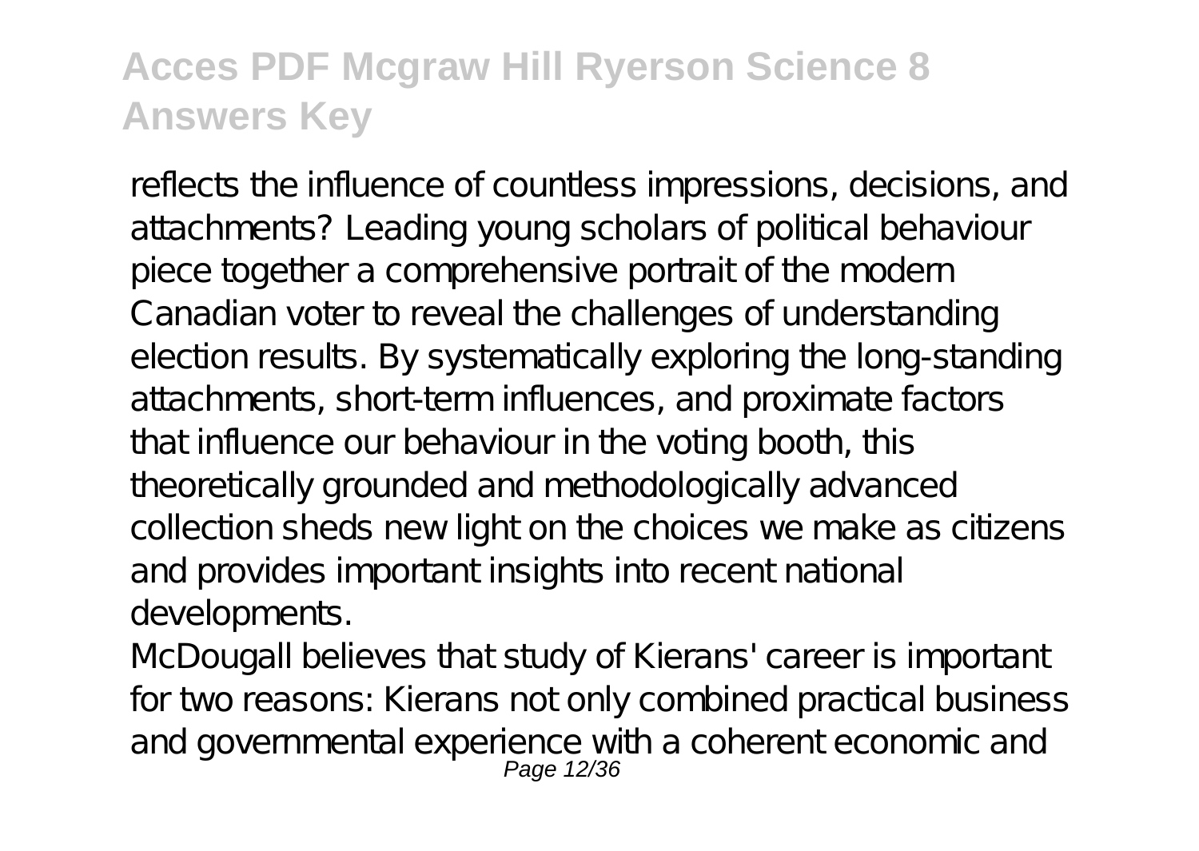reflects the influence of countless impressions, decisions, and attachments? Leading young scholars of political behaviour piece together a comprehensive portrait of the modern Canadian voter to reveal the challenges of understanding election results. By systematically exploring the long-standing attachments, short-term influences, and proximate factors that influence our behaviour in the voting booth, this theoretically grounded and methodologically advanced collection sheds new light on the choices we make as citizens and provides important insights into recent national developments.

McDougall believes that study of Kierans' career is important for two reasons: Kierans not only combined practical business and governmental experience with a coherent economic and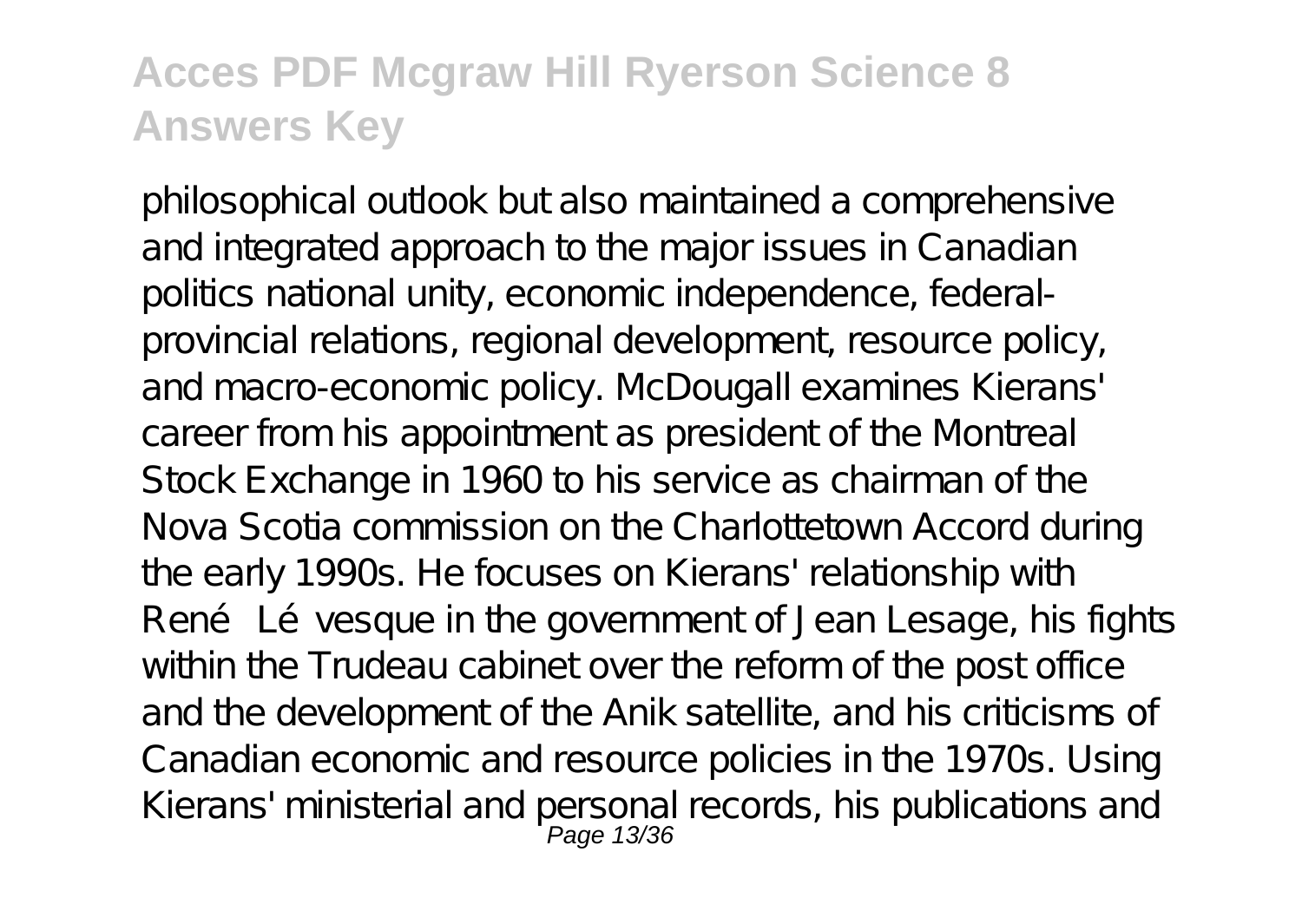philosophical outlook but also maintained a comprehensive and integrated approach to the major issues in Canadian politics national unity, economic independence, federal-provincial relations, regional development, resource policy, and macro-economic policy. McDougall examines Kierans' career from his appointment as president of the Montreal Stock Exchange in 1960 to his service as chairman of the Nova Scotia commission on the Charlottetown Accord during the early 1990s. He focuses on Kierans' relationship with René Lévesque in the government of Jean Lesage, his fights within the Trudeau cabinet over the reform of the post office and the development of the Anik satellite, and his criticisms of Canadian economic and resource policies in the 1970s. Using Kierans' ministerial and personal records, his publications and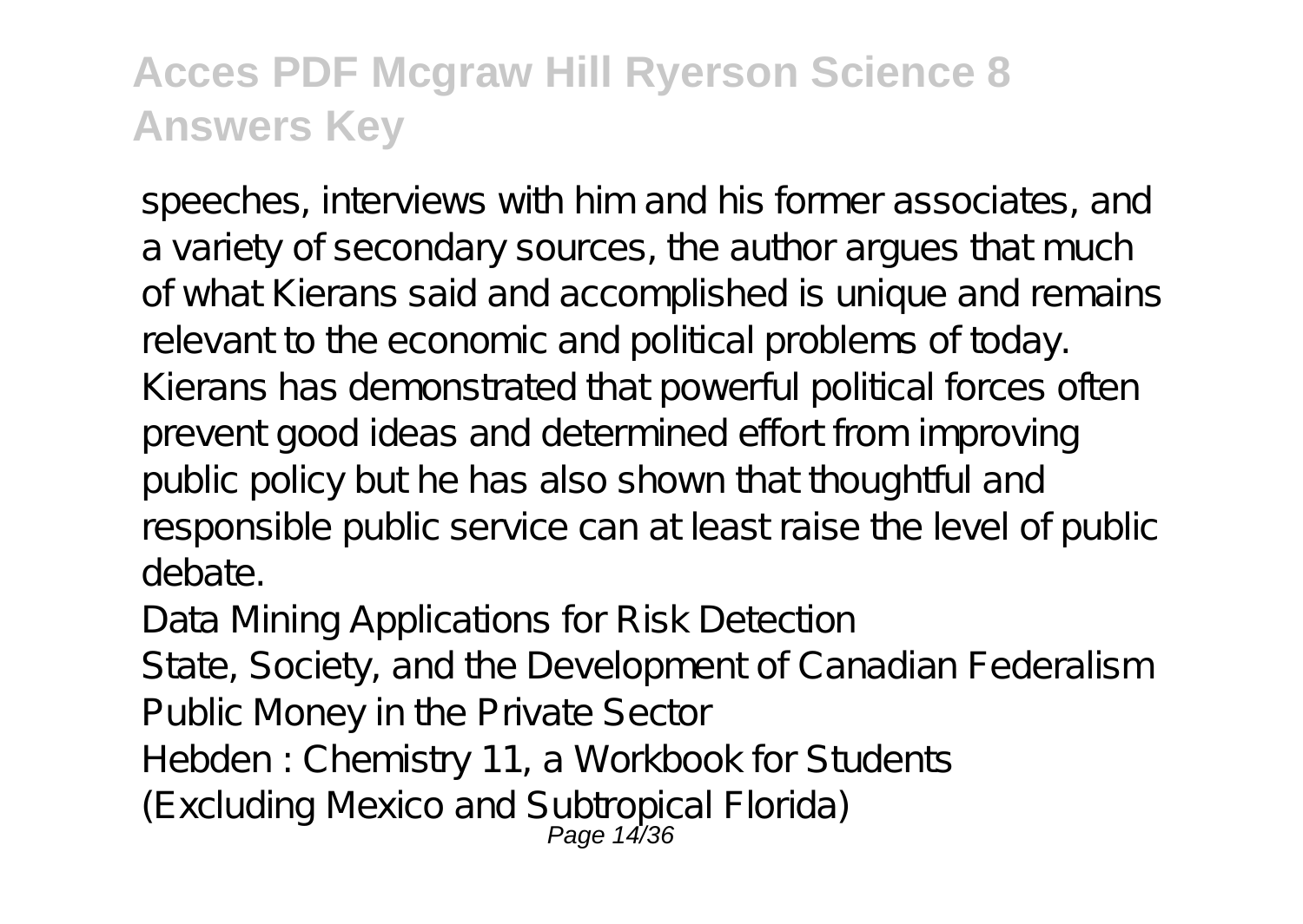speeches, interviews with him and his former associates, and a variety of secondary sources, the author argues that much of what Kierans said and accomplished is unique and remains relevant to the economic and political problems of today. Kierans has demonstrated that powerful political forces often prevent good ideas and determined effort from improving public policy but he has also shown that thoughtful and responsible public service can at least raise the level of public debate.

Data Mining Applications for Risk Detection

State, Society, and the Development of Canadian Federalism

Public Money in the Private Sector

Hebden : Chemistry 11, a Workbook for Students

(Excluding Mexico and Subtropical Florida)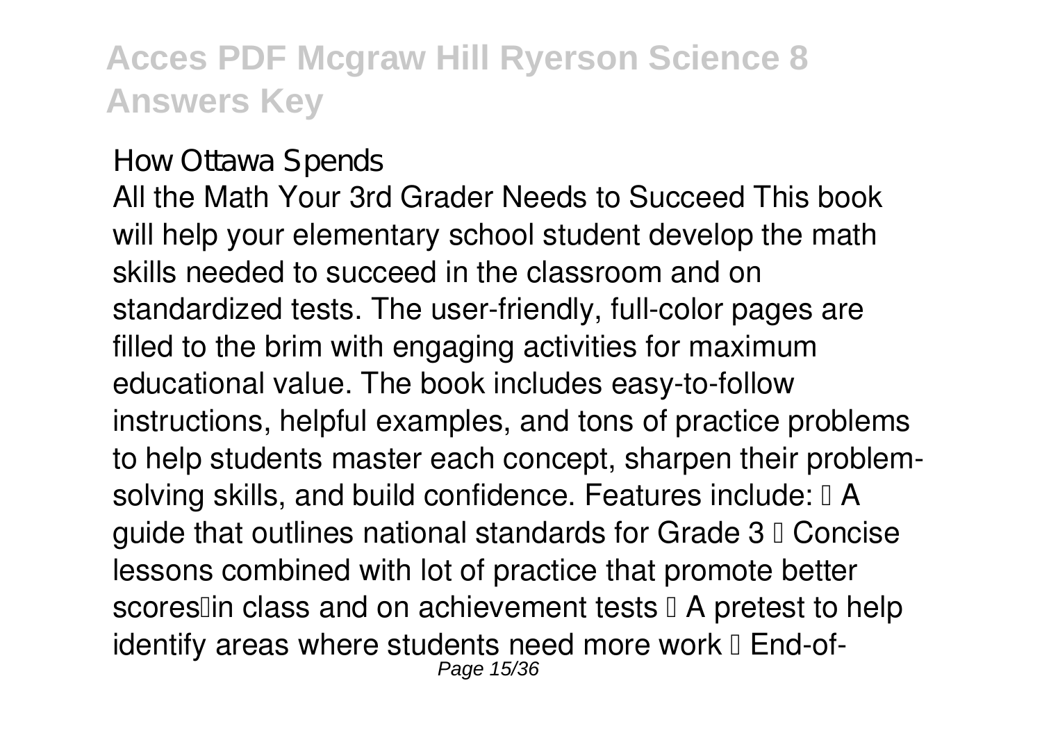How Ottawa Spends

All the Math Your 3rd Grader Needs to Succeed This book will help your elementary school student develop the math skills needed to succeed in the classroom and on standardized tests. The user-friendly, full-color pages are filled to the brim with engaging activities for maximum educational value. The book includes easy-to-follow instructions, helpful examples, and tons of practice problems to help students master each concept, sharpen their problem-solving skills, and build confidence. Features include: • A guide that outlines national standards for Grade 3 • Concise lessons combined with lot of practice that promote better scores—in class and on achievement tests • A pretest to help identify areas where students need more work • End-of-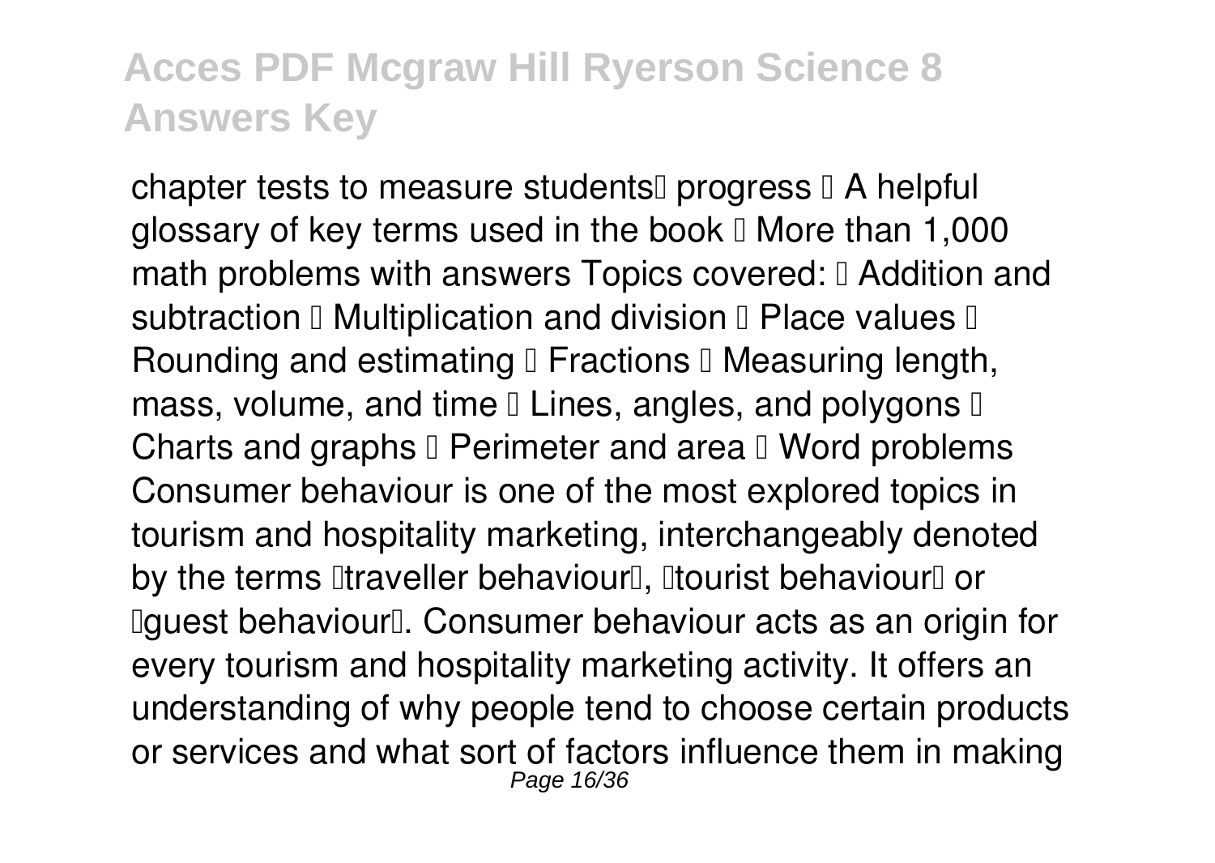chapter tests to measure students progress A helpful glossary of key terms used in the book More than 1,000 math problems with answers Topics covered: Addition and subtraction Multiplication and division Place values Rounding and estimating Fractions Measuring length, mass, volume, and time Lines, angles, and polygons Charts and graphs Perimeter and area Word problems Consumer behaviour is one of the most explored topics in tourism and hospitality marketing, interchangeably denoted by the terms traveller behaviour, tourist behaviour or guest behaviour. Consumer behaviour acts as an origin for every tourism and hospitality marketing activity. It offers an understanding of why people tend to choose certain products or services and what sort of factors influence them in making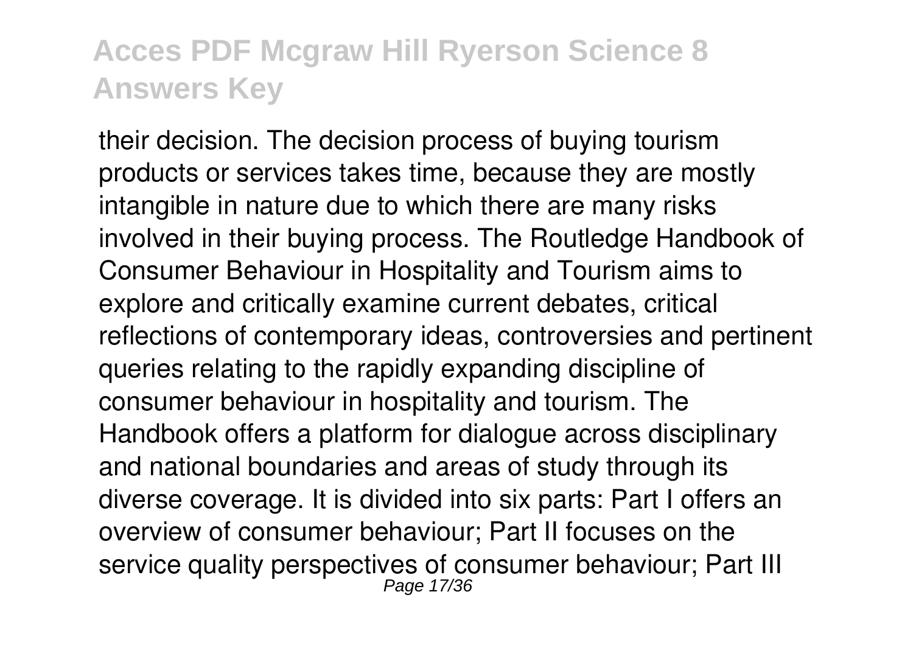their decision. The decision process of buying tourism products or services takes time, because they are mostly intangible in nature due to which there are many risks involved in their buying process. The Routledge Handbook of Consumer Behaviour in Hospitality and Tourism aims to explore and critically examine current debates, critical reflections of contemporary ideas, controversies and pertinent queries relating to the rapidly expanding discipline of consumer behaviour in hospitality and tourism. The Handbook offers a platform for dialogue across disciplinary and national boundaries and areas of study through its diverse coverage. It is divided into six parts: Part I offers an overview of consumer behaviour; Part II focuses on the service quality perspectives of consumer behaviour; Part III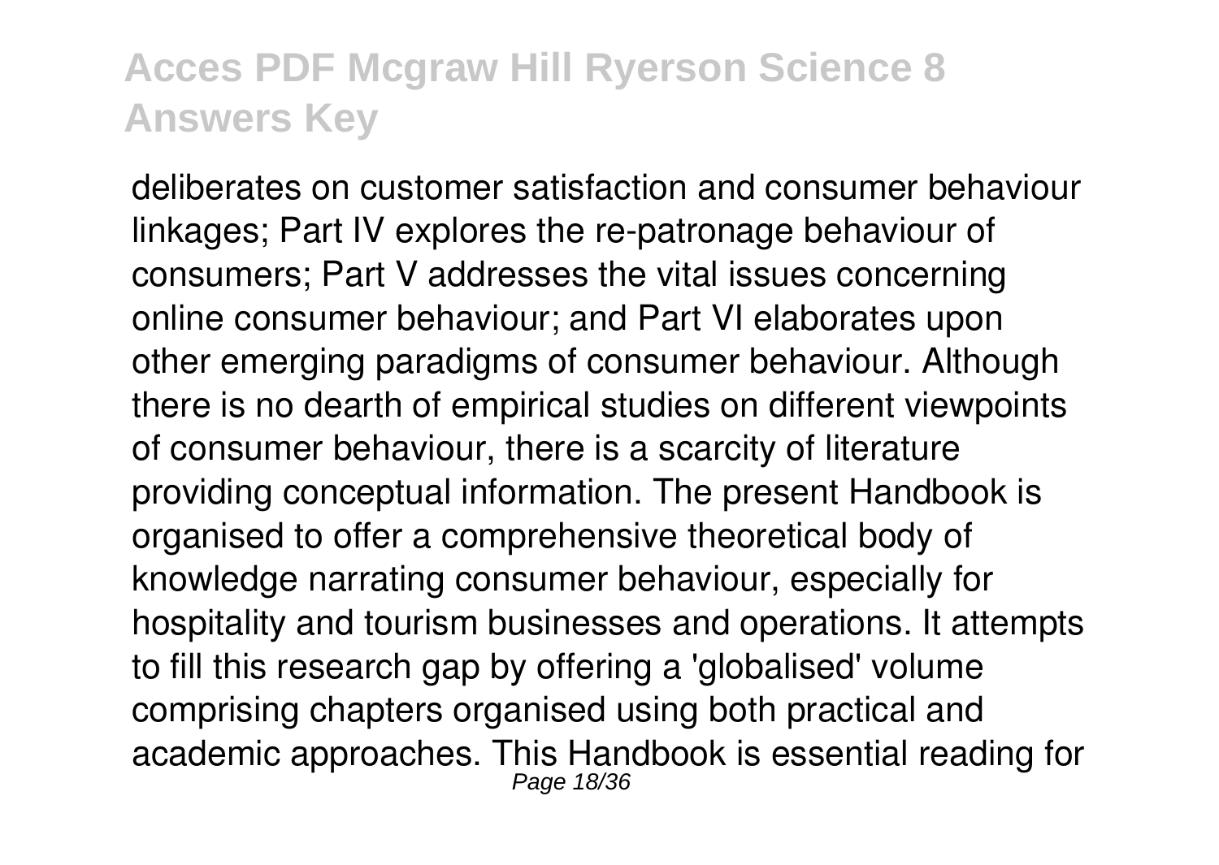deliberates on customer satisfaction and consumer behaviour linkages; Part IV explores the re-patronage behaviour of consumers; Part V addresses the vital issues concerning online consumer behaviour; and Part VI elaborates upon other emerging paradigms of consumer behaviour. Although there is no dearth of empirical studies on different viewpoints of consumer behaviour, there is a scarcity of literature providing conceptual information. The present Handbook is organised to offer a comprehensive theoretical body of knowledge narrating consumer behaviour, especially for hospitality and tourism businesses and operations. It attempts to fill this research gap by offering a 'globalised' volume comprising chapters organised using both practical and academic approaches. This Handbook is essential reading for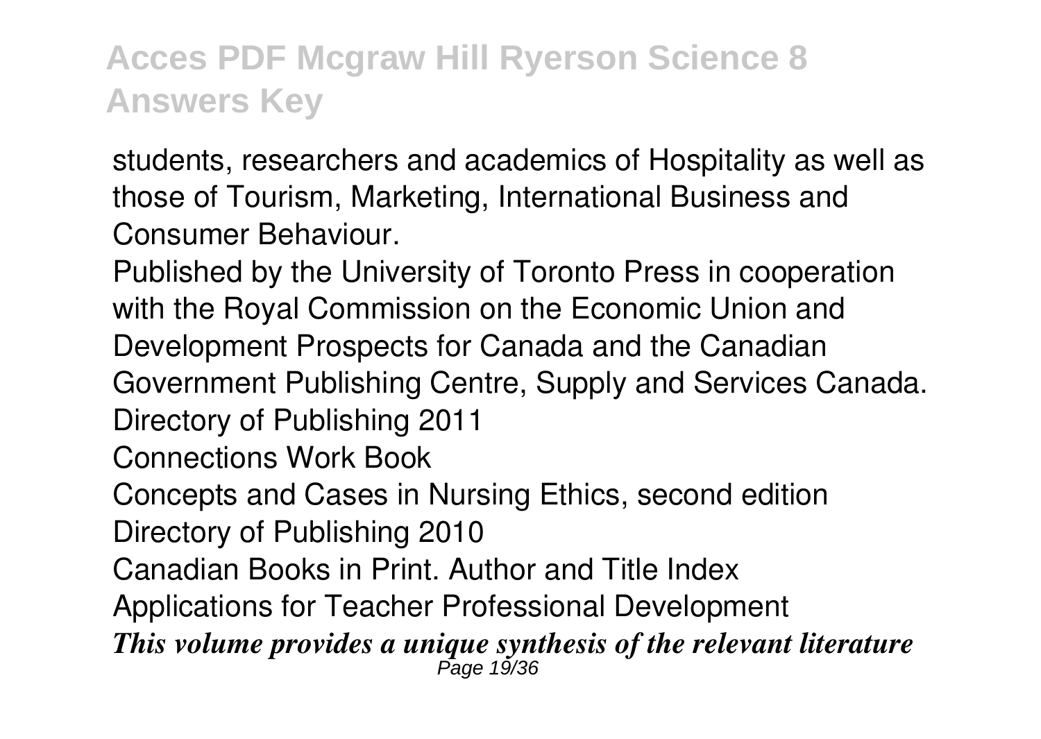students, researchers and academics of Hospitality as well as those of Tourism, Marketing, International Business and Consumer Behaviour.

Published by the University of Toronto Press in cooperation with the Royal Commission on the Economic Union and Development Prospects for Canada and the Canadian Government Publishing Centre, Supply and Services Canada.

Directory of Publishing 2011

Connections Work Book

Concepts and Cases in Nursing Ethics, second edition

Directory of Publishing 2010

Canadian Books in Print. Author and Title Index

Applications for Teacher Professional Development

***This volume provides a unique synthesis of the relevant literature***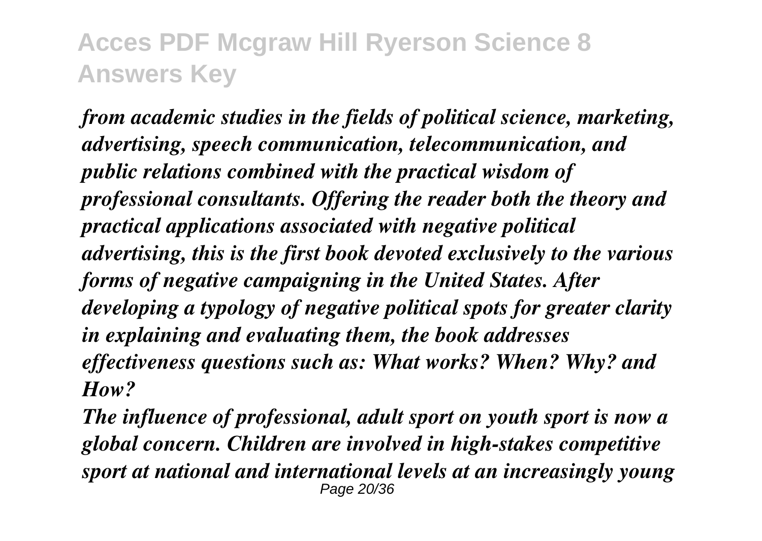*from academic studies in the fields of political science, marketing, advertising, speech communication, telecommunication, and public relations combined with the practical wisdom of professional consultants. Offering the reader both the theory and practical applications associated with negative political advertising, this is the first book devoted exclusively to the various forms of negative campaigning in the United States. After developing a typology of negative political spots for greater clarity in explaining and evaluating them, the book addresses effectiveness questions such as: What works? When? Why? and How?*

*The influence of professional, adult sport on youth sport is now a global concern. Children are involved in high-stakes competitive sport at national and international levels at an increasingly young*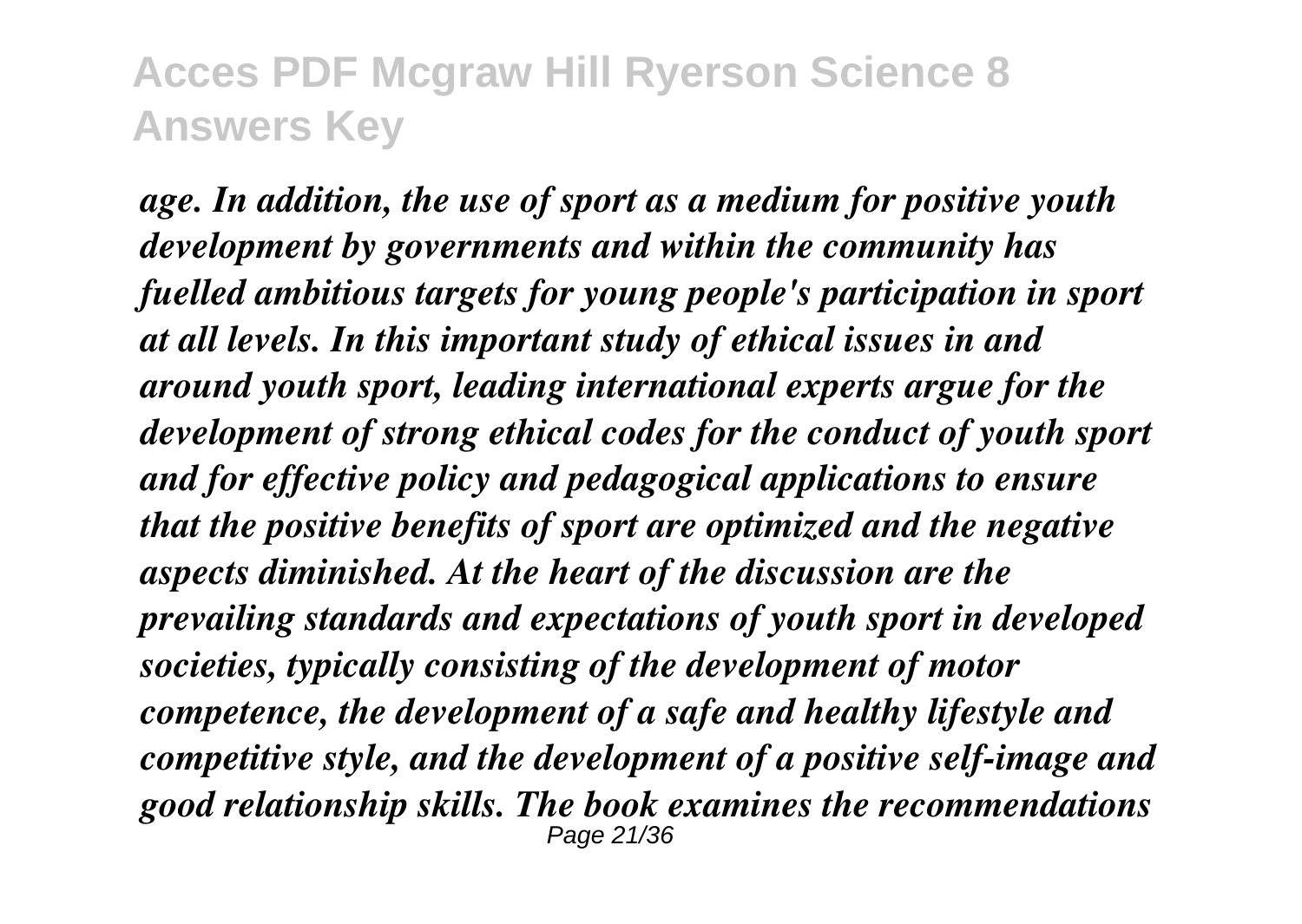*age. In addition, the use of sport as a medium for positive youth development by governments and within the community has fuelled ambitious targets for young people's participation in sport at all levels. In this important study of ethical issues in and around youth sport, leading international experts argue for the development of strong ethical codes for the conduct of youth sport and for effective policy and pedagogical applications to ensure that the positive benefits of sport are optimized and the negative aspects diminished. At the heart of the discussion are the prevailing standards and expectations of youth sport in developed societies, typically consisting of the development of motor competence, the development of a safe and healthy lifestyle and competitive style, and the development of a positive self-image and good relationship skills. The book examines the recommendations*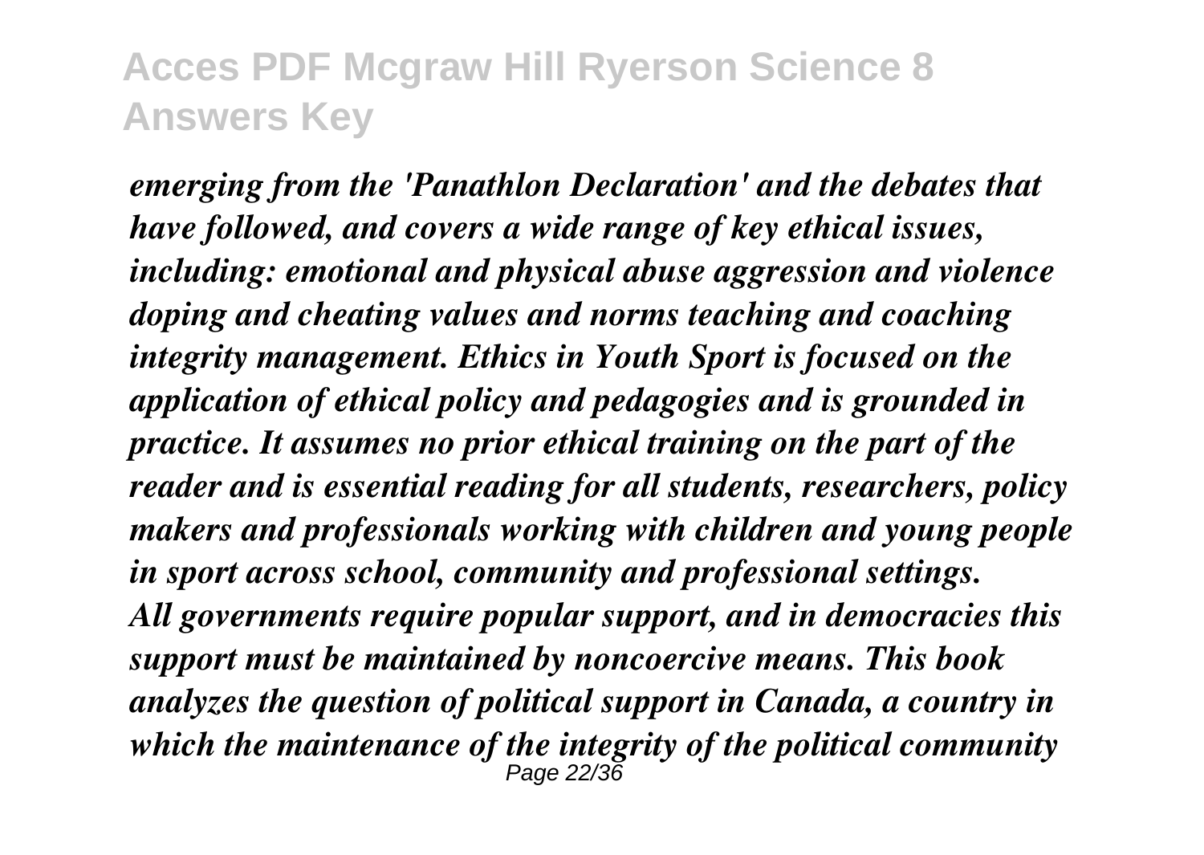*emerging from the 'Panathlon Declaration' and the debates that have followed, and covers a wide range of key ethical issues, including: emotional and physical abuse aggression and violence doping and cheating values and norms teaching and coaching integrity management. Ethics in Youth Sport is focused on the application of ethical policy and pedagogies and is grounded in practice. It assumes no prior ethical training on the part of the reader and is essential reading for all students, researchers, policy makers and professionals working with children and young people in sport across school, community and professional settings.*

*All governments require popular support, and in democracies this support must be maintained by noncoercive means. This book analyzes the question of political support in Canada, a country in which the maintenance of the integrity of the political community*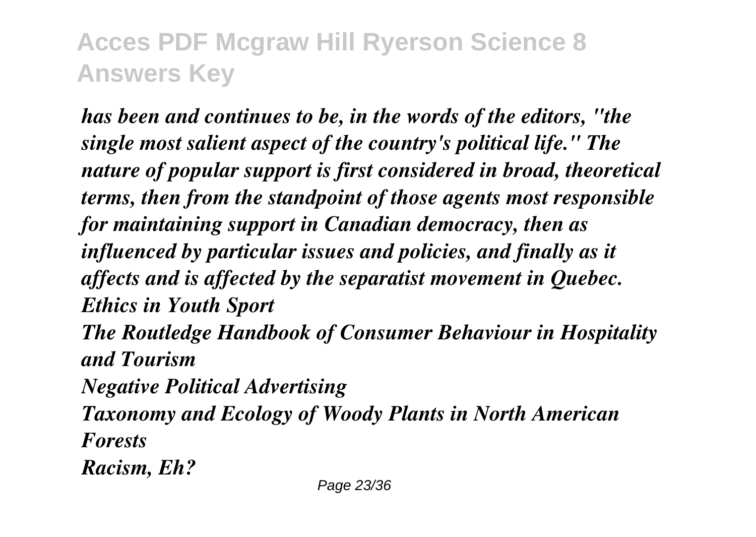*has been and continues to be, in the words of the editors, "the single most salient aspect of the country's political life." The nature of popular support is first considered in broad, theoretical terms, then from the standpoint of those agents most responsible for maintaining support in Canadian democracy, then as influenced by particular issues and policies, and finally as it affects and is affected by the separatist movement in Quebec.*

*Ethics in Youth Sport*

*The Routledge Handbook of Consumer Behaviour in Hospitality and Tourism*

*Negative Political Advertising*

*Taxonomy and Ecology of Woody Plants in North American Forests*

*Racism, Eh?*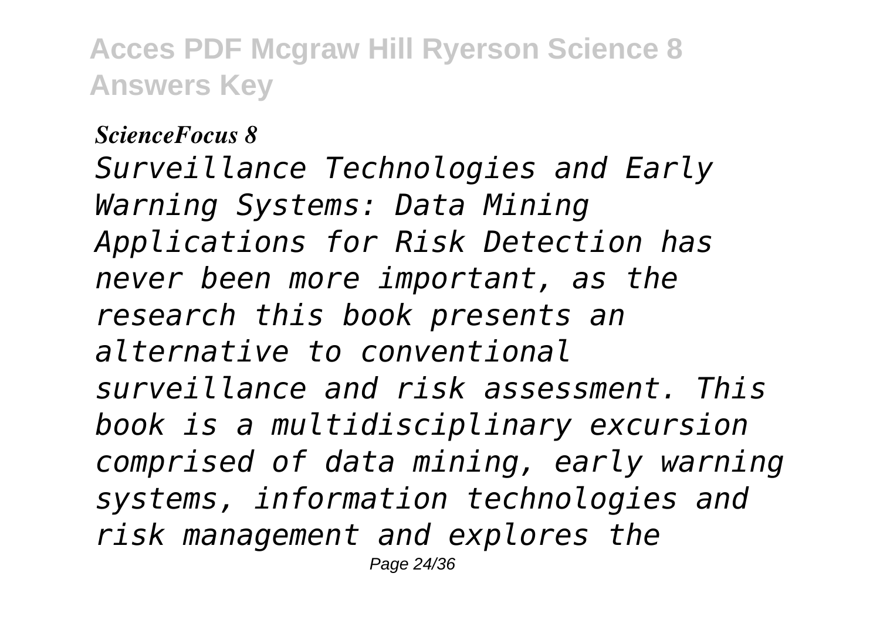***ScienceFocus 8***

*Surveillance Technologies and Early Warning Systems: Data Mining Applications for Risk Detection has never been more important, as the research this book presents an alternative to conventional surveillance and risk assessment. This book is a multidisciplinary excursion comprised of data mining, early warning systems, information technologies and risk management and explores the*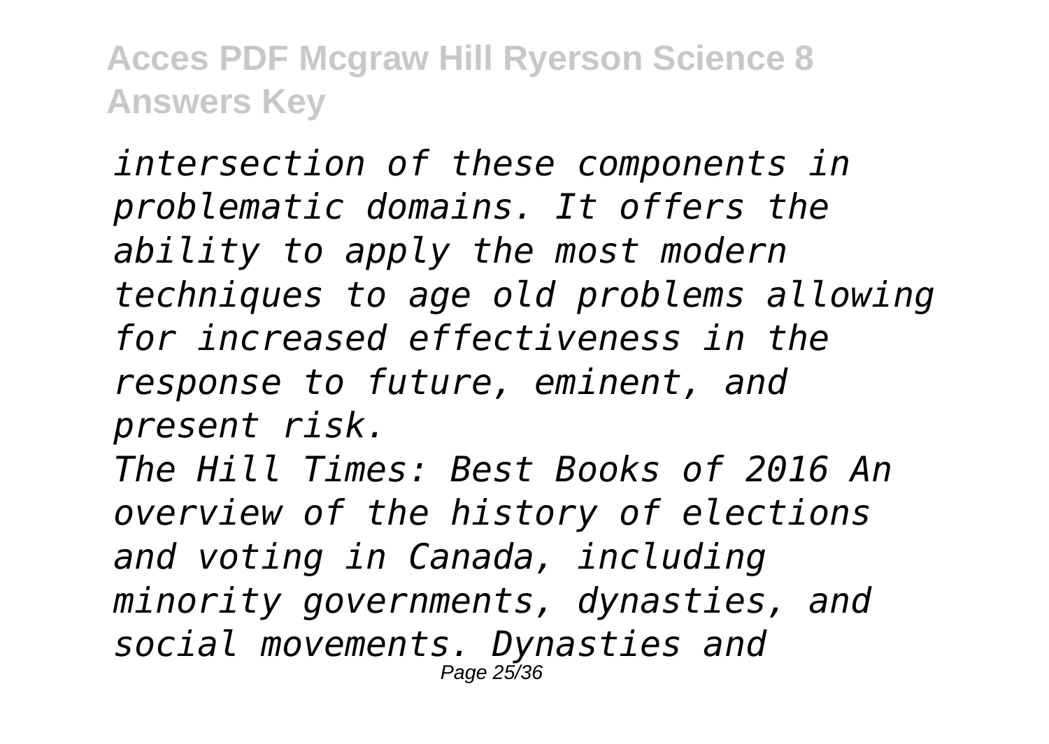*intersection of these components in problematic domains. It offers the ability to apply the most modern techniques to age old problems allowing for increased effectiveness in the response to future, eminent, and present risk.*

*The Hill Times: Best Books of 2016 An overview of the history of elections and voting in Canada, including minority governments, dynasties, and social movements. Dynasties and*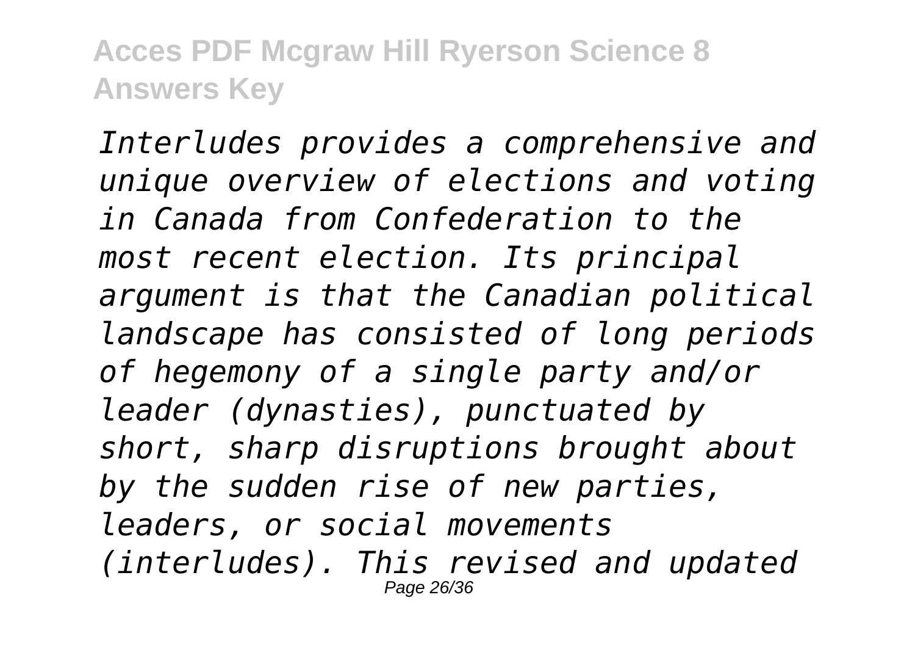*Interludes provides a comprehensive and unique overview of elections and voting in Canada from Confederation to the most recent election. Its principal argument is that the Canadian political landscape has consisted of long periods of hegemony of a single party and/or leader (dynasties), punctuated by short, sharp disruptions brought about by the sudden rise of new parties, leaders, or social movements (interludes). This revised and updated*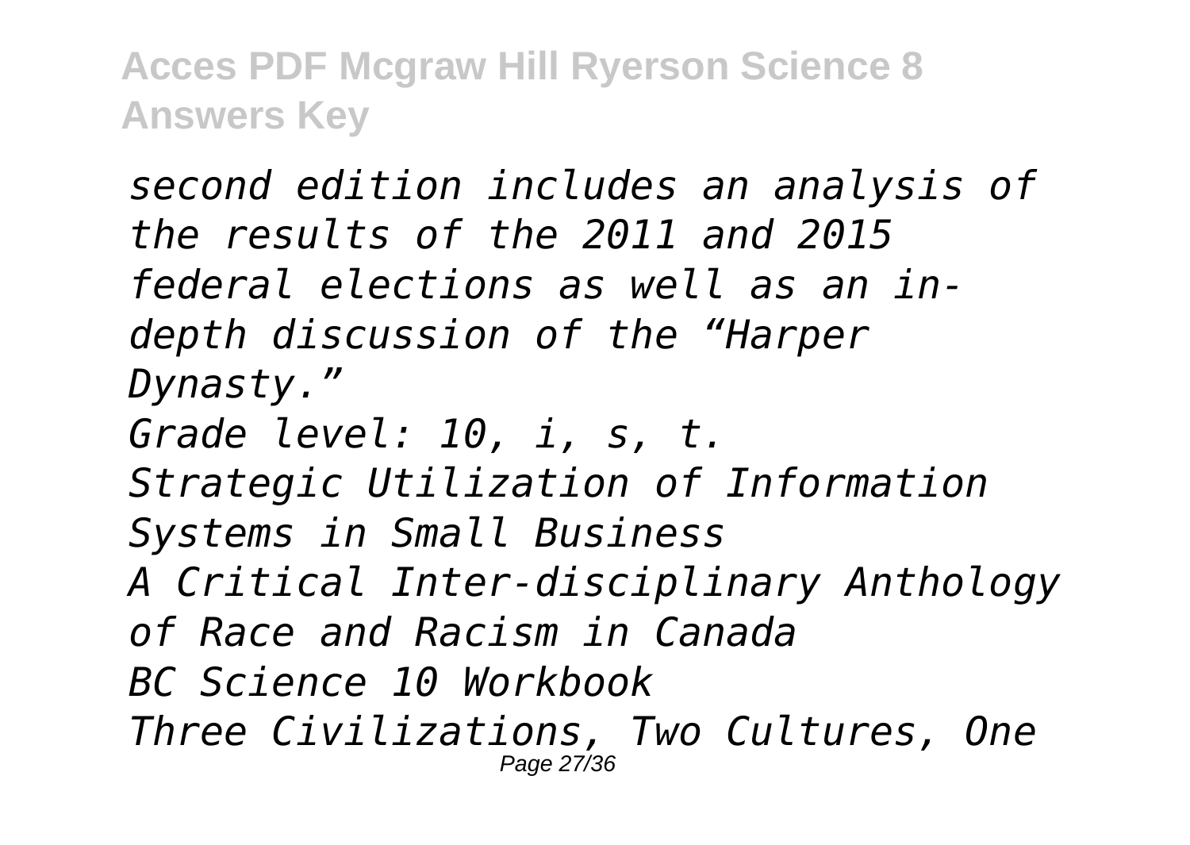*second edition includes an analysis of the results of the 2011 and 2015 federal elections as well as an in-depth discussion of the "Harper Dynasty."*

*Grade level: 10, i, s, t.*

*Strategic Utilization of Information Systems in Small Business*

*A Critical Inter-disciplinary Anthology of Race and Racism in Canada*

*BC Science 10 Workbook*

*Three Civilizations, Two Cultures, One*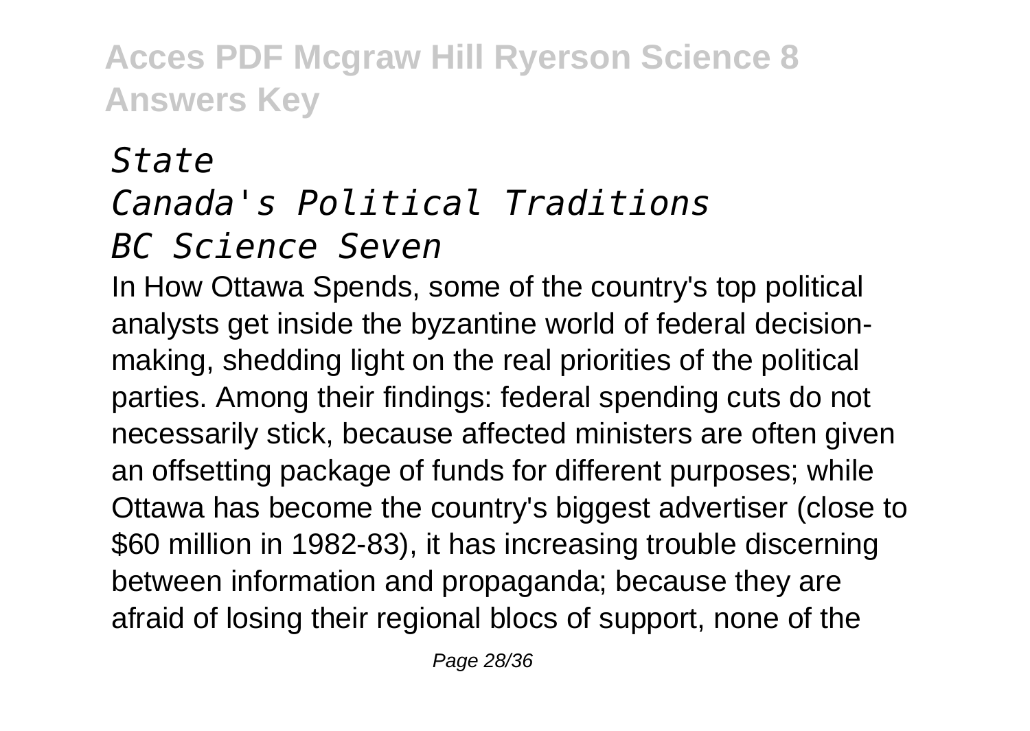*State*

*Canada's Political Traditions*

*BC Science Seven*

In How Ottawa Spends, some of the country's top political analysts get inside the byzantine world of federal decision-making, shedding light on the real priorities of the political parties. Among their findings: federal spending cuts do not necessarily stick, because affected ministers are often given an offsetting package of funds for different purposes; while Ottawa has become the country's biggest advertiser (close to $60 million in 1982-83), it has increasing trouble discerning between information and propaganda; because they are afraid of losing their regional blocs of support, none of the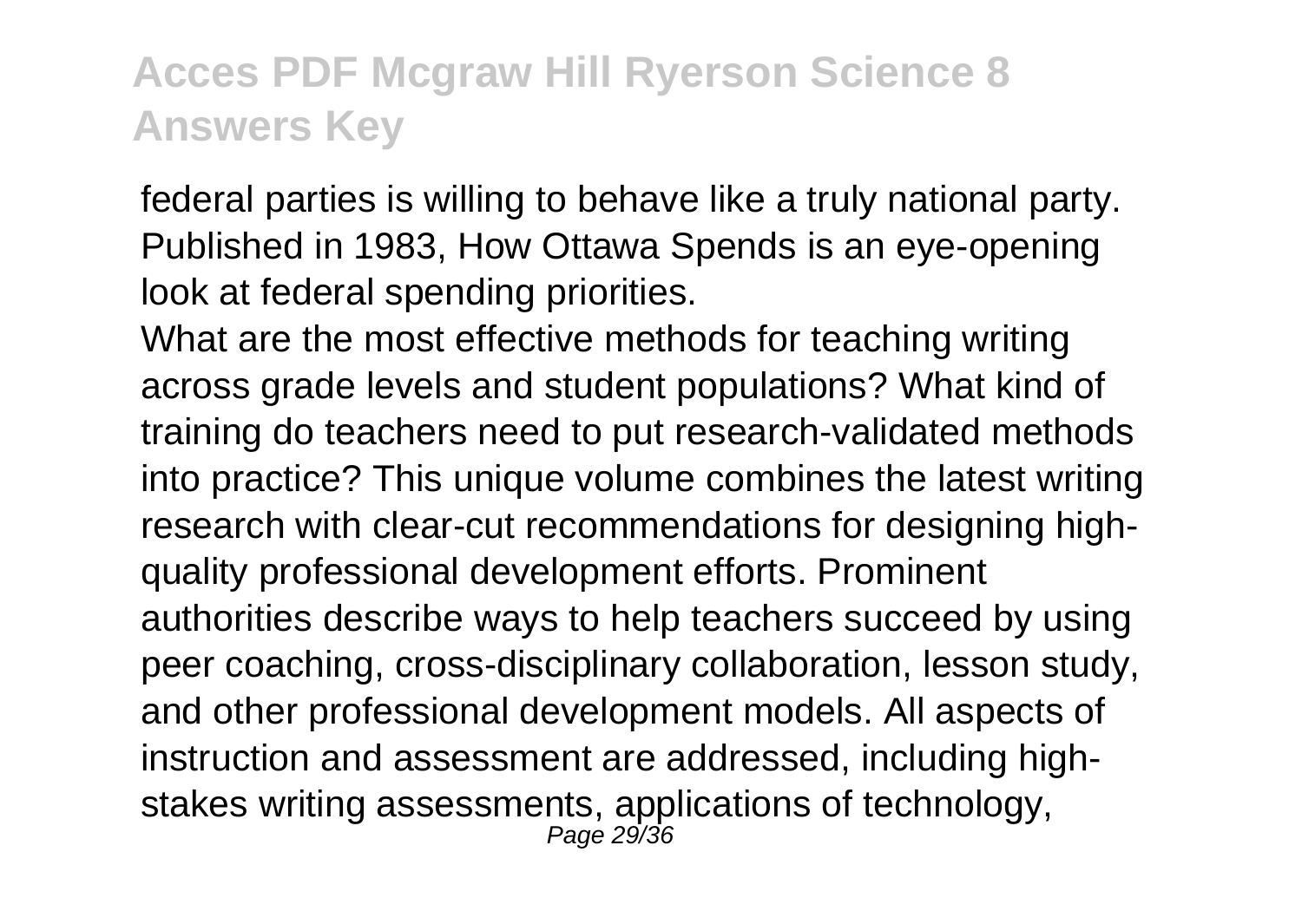federal parties is willing to behave like a truly national party. Published in 1983, How Ottawa Spends is an eye-opening look at federal spending priorities.

What are the most effective methods for teaching writing across grade levels and student populations? What kind of training do teachers need to put research-validated methods into practice? This unique volume combines the latest writing research with clear-cut recommendations for designing high-quality professional development efforts. Prominent authorities describe ways to help teachers succeed by using peer coaching, cross-disciplinary collaboration, lesson study, and other professional development models. All aspects of instruction and assessment are addressed, including high-stakes writing assessments, applications of technology,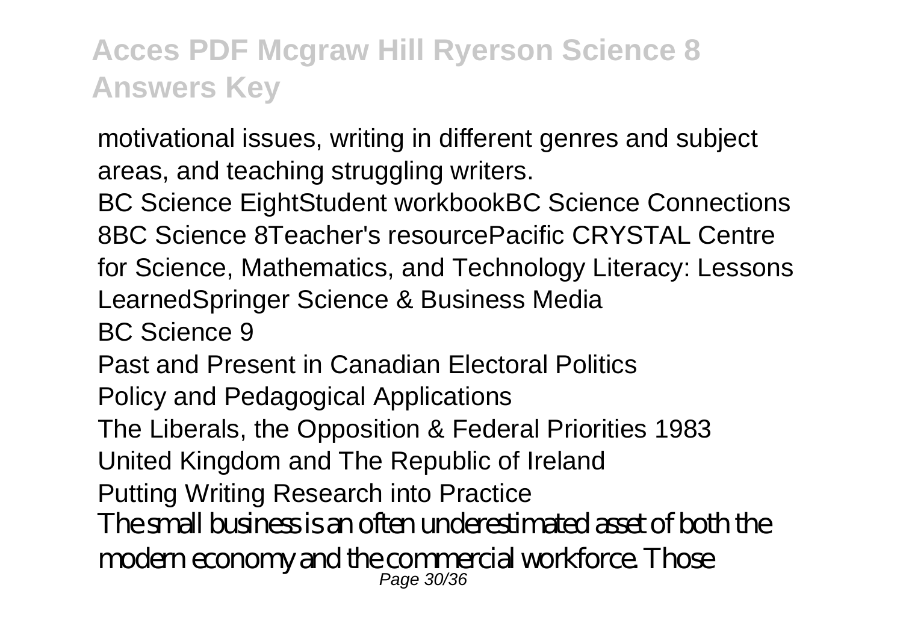motivational issues, writing in different genres and subject areas, and teaching struggling writers.

BC Science EightStudent workbookBC Science Connections 8BC Science 8Teacher's resourcePacific CRYSTAL Centre for Science, Mathematics, and Technology Literacy: Lessons LearnedSpringer Science & Business Media

BC Science 9

Past and Present in Canadian Electoral Politics

Policy and Pedagogical Applications

The Liberals, the Opposition & Federal Priorities 1983

United Kingdom and The Republic of Ireland

Putting Writing Research into Practice

The small business is an often underestimated asset of both the modern economy and the commercial workforce. Those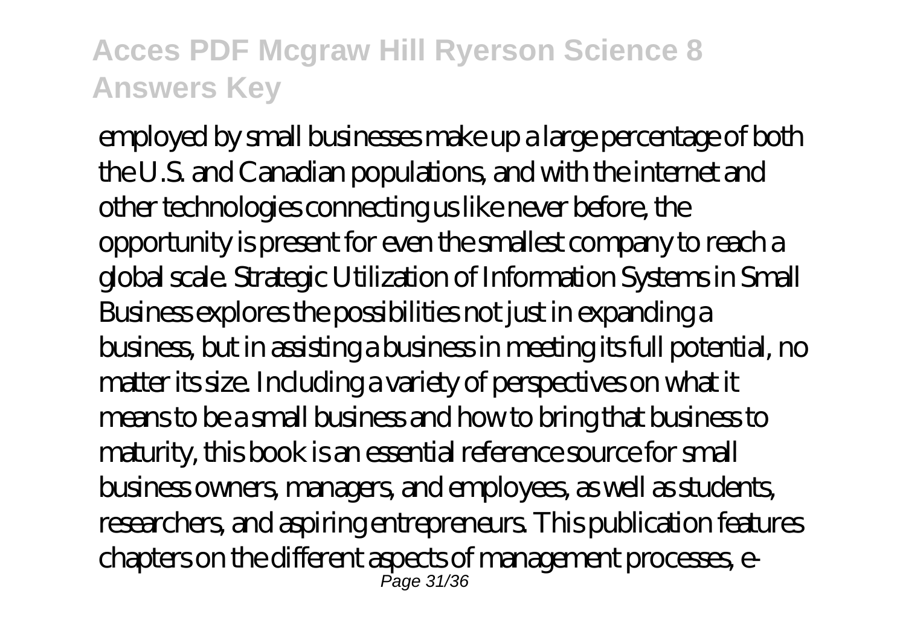employed by small businesses make up a large percentage of both the U.S. and Canadian populations, and with the internet and other technologies connecting us like never before, the opportunity is present for even the smallest company to reach a global scale. Strategic Utilization of Information Systems in Small Business explores the possibilities not just in expanding a business, but in assisting a business in meeting its full potential, no matter its size. Including a variety of perspectives on what it means to be a small business and how to bring that business to maturity, this book is an essential reference source for small business owners, managers, and employees, as well as students, researchers, and aspiring entrepreneurs. This publication features chapters on the different aspects of management processes, e-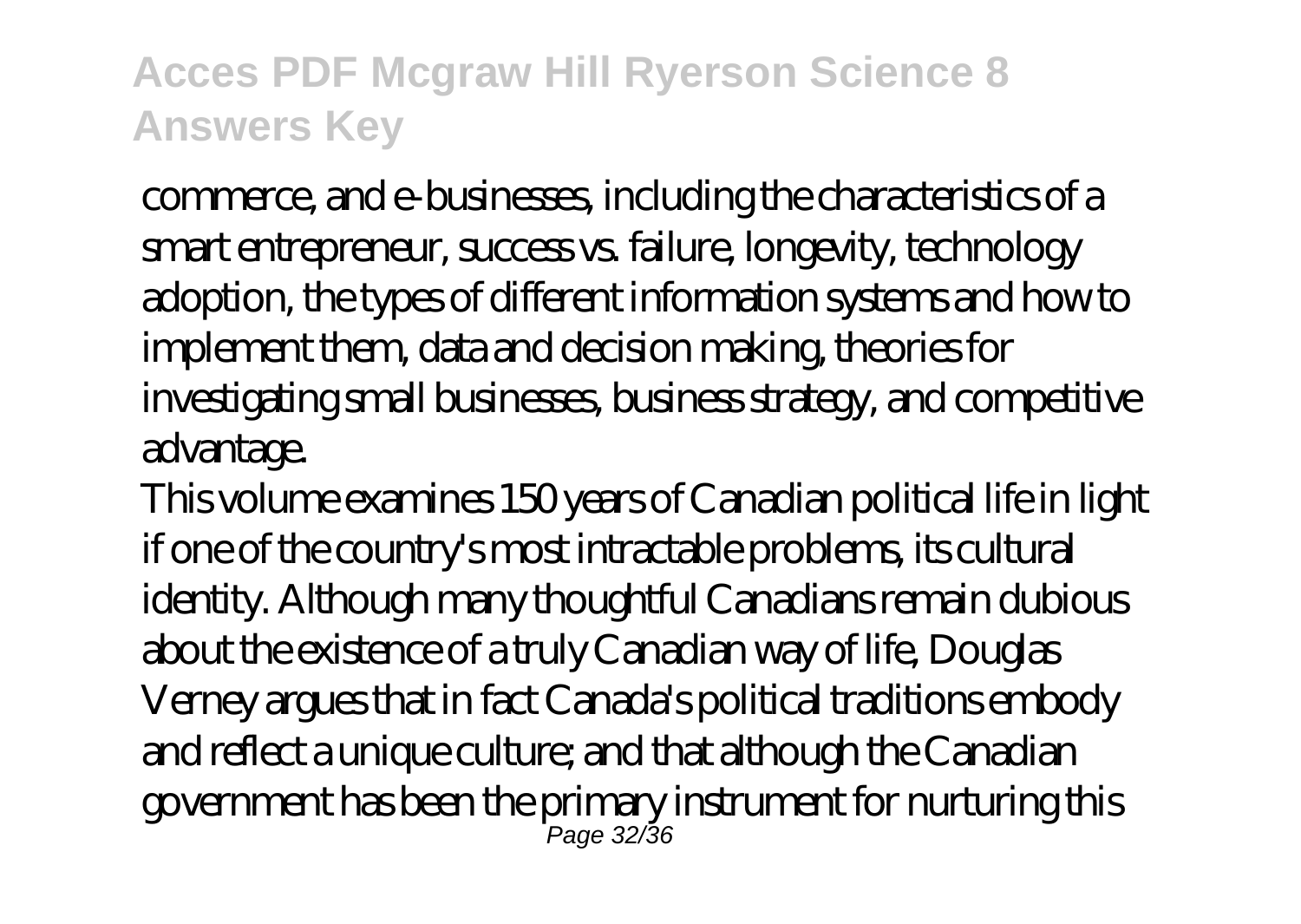commerce, and e-businesses, including the characteristics of a smart entrepreneur, success vs. failure, longevity, technology adoption, the types of different information systems and how to implement them, data and decision making, theories for investigating small businesses, business strategy, and competitive advantage.

This volume examines 150 years of Canadian political life in light if one of the country's most intractable problems, its cultural identity. Although many thoughtful Canadians remain dubious about the existence of a truly Canadian way of life, Douglas Verney argues that in fact Canada's political traditions embody and reflect a unique culture; and that although the Canadian government has been the primary instrument for nurturing this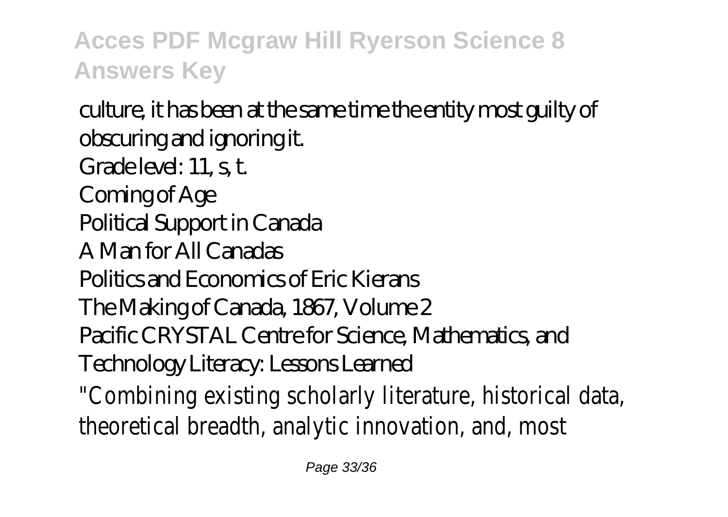culture, it has been at the same time the entity most guilty of obscuring and ignoring it.

Grade level: 11, s, t.

Coming of Age

Political Support in Canada

A Man for All Canadas

Politics and Economics of Eric Kierans

The Making of Canada, 1867, Volume 2

Pacific CRYSTAL Centre for Science, Mathematics, and Technology Literacy: Lessons Learned

"Combining existing scholarly literature, historical data, theoretical breadth, analytic innovation, and, most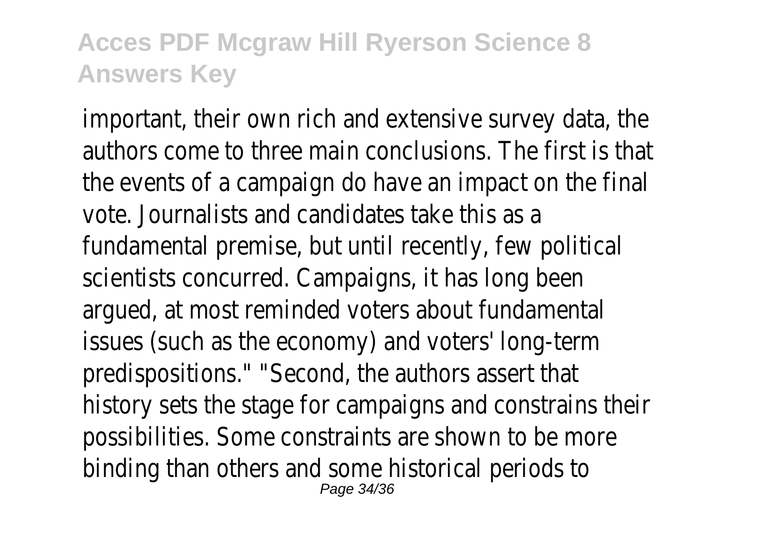important, their own rich and extensive survey data, the authors come to three main conclusions. The first is that the events of a campaign do have an impact on the final vote. Journalists and candidates take this as a fundamental premise, but until recently, few political scientists concurred. Campaigns, it has long been argued, at most reminded voters about fundamental issues (such as the economy) and voters' long-term predispositions." "Second, the authors assert that history sets the stage for campaigns and constrains their possibilities. Some constraints are shown to be more binding than others and some historical periods to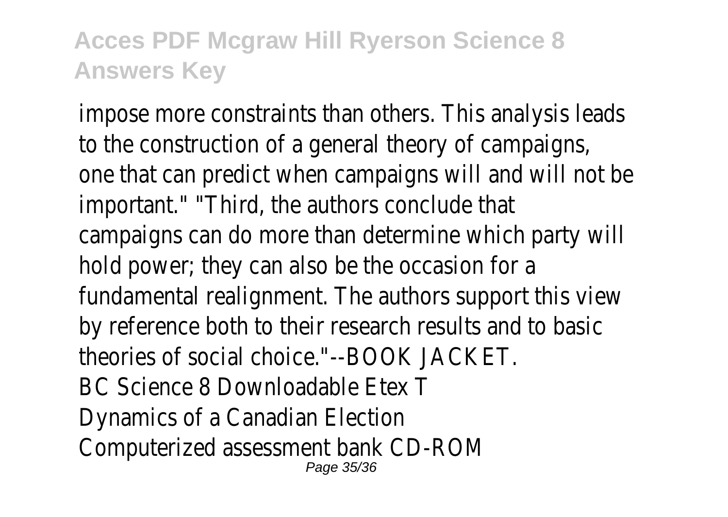impose more constraints than others. This analysis leads to the construction of a general theory of campaigns, one that can predict when campaigns will and will not be important." "Third, the authors conclude that campaigns can do more than determine which party will hold power; they can also be the occasion for a fundamental realignment. The authors support this view by reference both to their research results and to basic theories of social choice."--BOOK JACKET.

BC Science 8 Downloadable Etex T

Dynamics of a Canadian Election

Computerized assessment bank CD-ROM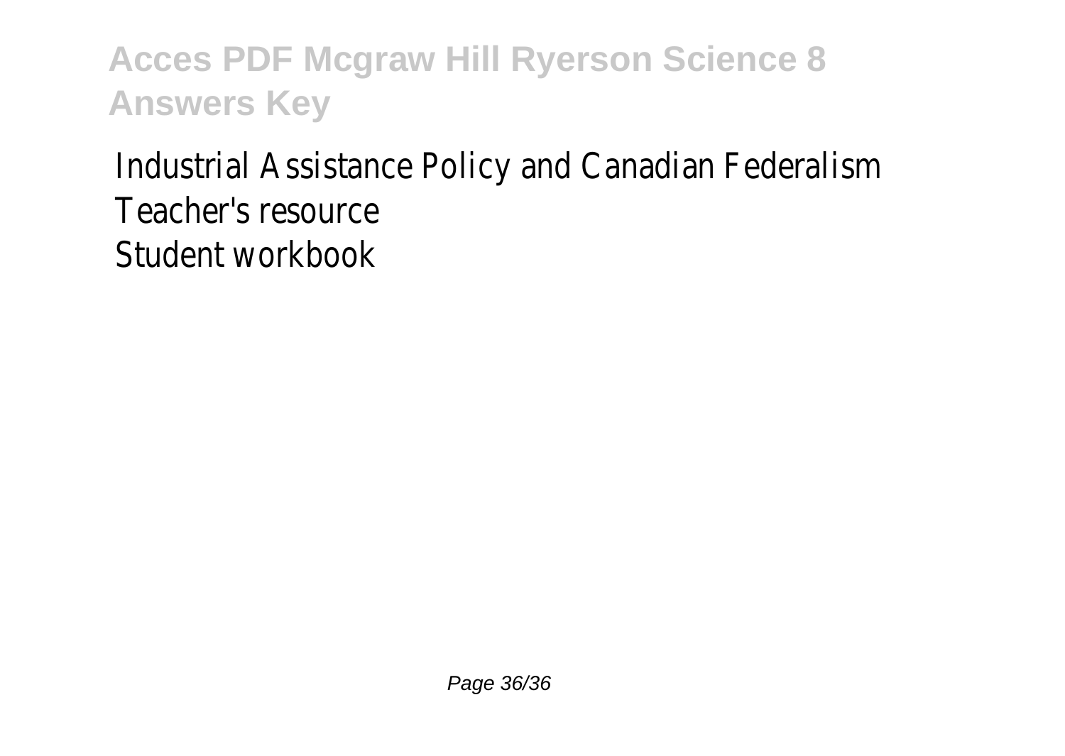Industrial Assistance Policy and Canadian Federalism
Teacher's resource
Student workbook